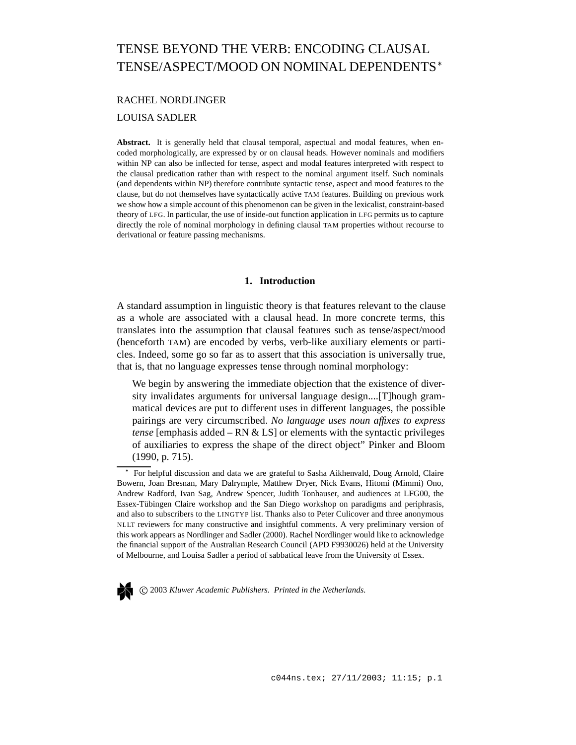# TENSE BEYOND THE VERB: ENCODING CLAUSAL TENSE/ASPECT/MOOD ON NOMINAL DEPENDENTS*

RACHEL NORDLINGER

LOUISA SADLER

**Abstract.** It is generally held that clausal temporal, aspectual and modal features, when encoded morphologically, are expressed by or on clausal heads. However nominals and modifiers within NP can also be inflected for tense, aspect and modal features interpreted with respect to the clausal predication rather than with respect to the nominal argument itself. Such nominals (and dependents within NP) therefore contribute syntactic tense, aspect and mood features to the clause, but do not themselves have syntactically active TAM features. Building on previous work we show how a simple account of this phenomenon can be given in the lexicalist, constraint-based theory of LFG. In particular, the use of inside-out function application in LFG permits us to capture directly the role of nominal morphology in defining clausal TAM properties without recourse to derivational or feature passing mechanisms.

## 1. Introduction

A standard assumption in linguistic theory is that features relevant to the clause as a whole are associated with a clausal head. In more concrete terms, this translates into the assumption that clausal features such as tense/aspect/mood (henceforth TAM) are encoded by verbs, verb-like auxiliary elements or particles. Indeed, some go so far as to assert that this association is universally true, that is, that no language expresses tense through nominal morphology:

> We begin by answering the immediate objection that the existence of diversity invalidates arguments for universal language design....[T]hough grammatical devices are put to different uses in different languages, the possible pairings are very circumscribed. *No language uses noun affixes to express tense* [emphasis added – RN & LS] or elements with the syntactic privileges of auxiliaries to express the shape of the direct object" Pinker and Bloom (1990, p. 715).

* For helpful discussion and data we are grateful to Sasha Aikhenvald, Doug Arnold, Claire Bowern, Joan Bresnan, Mary Dalrymple, Matthew Dryer, Nick Evans, Hitomi (Mimmi) Ono, Andrew Radford, Ivan Sag, Andrew Spencer, Judith Tonhauser, and audiences at LFG00, the Essex-Tübingen Claire workshop and the San Diego workshop on paradigms and periphrasis, and also to subscribers to the LINGTYP list. Thanks also to Peter Culicover and three anonymous NLLT reviewers for many constructive and insightful comments. A very preliminary version of this work appears as Nordlinger and Sadler (2000). Rachel Nordlinger would like to acknowledge the financial support of the Australian Research Council (APD F9930026) held at the University of Melbourne, and Louisa Sadler a period of sabbatical leave from the University of Essex.

© 2003 *Kluwer Academic Publishers. Printed in the Netherlands.*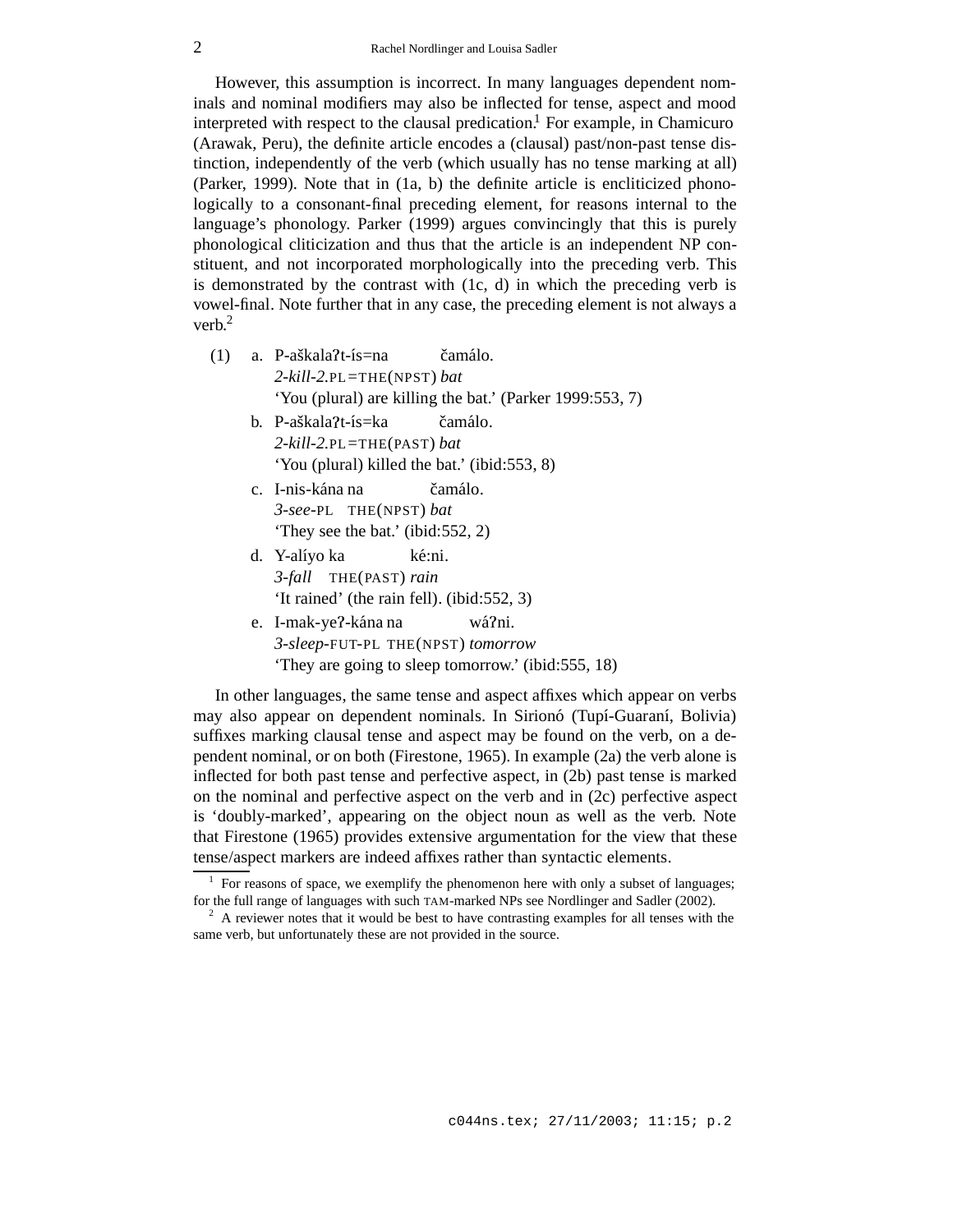However, this assumption is incorrect. In many languages dependent nominals and nominal modifiers may also be inflected for tense, aspect and mood interpreted with respect to the clausal predication.[1] For example, in Chamicuro (Arawak, Peru), the definite article encodes a (clausal) past/non-past tense distinction, independently of the verb (which usually has no tense marking at all) (Parker, 1999). Note that in (1a, b) the definite article is encliticized phonologically to a consonant-final preceding element, for reasons internal to the language's phonology. Parker (1999) argues convincingly that this is purely phonological cliticization and thus that the article is an independent NP constituent, and not incorporated morphologically into the preceding verb. This is demonstrated by the contrast with (1c, d) in which the preceding verb is vowel-final. Note further that in any case, the preceding element is not always a verb.[2]

(1) a. P-aškalaʔt-ís=na čamálo.
*2-kill-2.*PL=THE(NPST) *bat*
'You (plural) are killing the bat.' (Parker 1999:553, 7)

b. P-aškalaʔt-ís=ka čamálo.
*2-kill-2.*PL=THE(PAST) *bat*
'You (plural) killed the bat.' (ibid:553, 8)

c. I-nis-kána na čamálo.
*3-see-*PL THE(NPST) *bat*
'They see the bat.' (ibid:552, 2)

d. Y-alíyo ka ké:ni.
*3-fall* THE(PAST) *rain*
'It rained' (the rain fell). (ibid:552, 3)

e. I-mak-yeʔ-kána na wáʔni.
*3-sleep-*FUT-PL THE(NPST) *tomorrow*
'They are going to sleep tomorrow.' (ibid:555, 18)

In other languages, the same tense and aspect affixes which appear on verbs may also appear on dependent nominals. In Sirionó (Tupí-Guaraní, Bolivia) suffixes marking clausal tense and aspect may be found on the verb, on a dependent nominal, or on both (Firestone, 1965). In example (2a) the verb alone is inflected for both past tense and perfective aspect, in (2b) past tense is marked on the nominal and perfective aspect on the verb and in (2c) perfective aspect is 'doubly-marked', appearing on the object noun as well as the verb. Note that Firestone (1965) provides extensive argumentation for the view that these tense/aspect markers are indeed affixes rather than syntactic elements.

---

[1] For reasons of space, we exemplify the phenomenon here with only a subset of languages; for the full range of languages with such TAM-marked NPs see Nordlinger and Sadler (2002).

[2] A reviewer notes that it would be best to have contrasting examples for all tenses with the same verb, but unfortunately these are not provided in the source.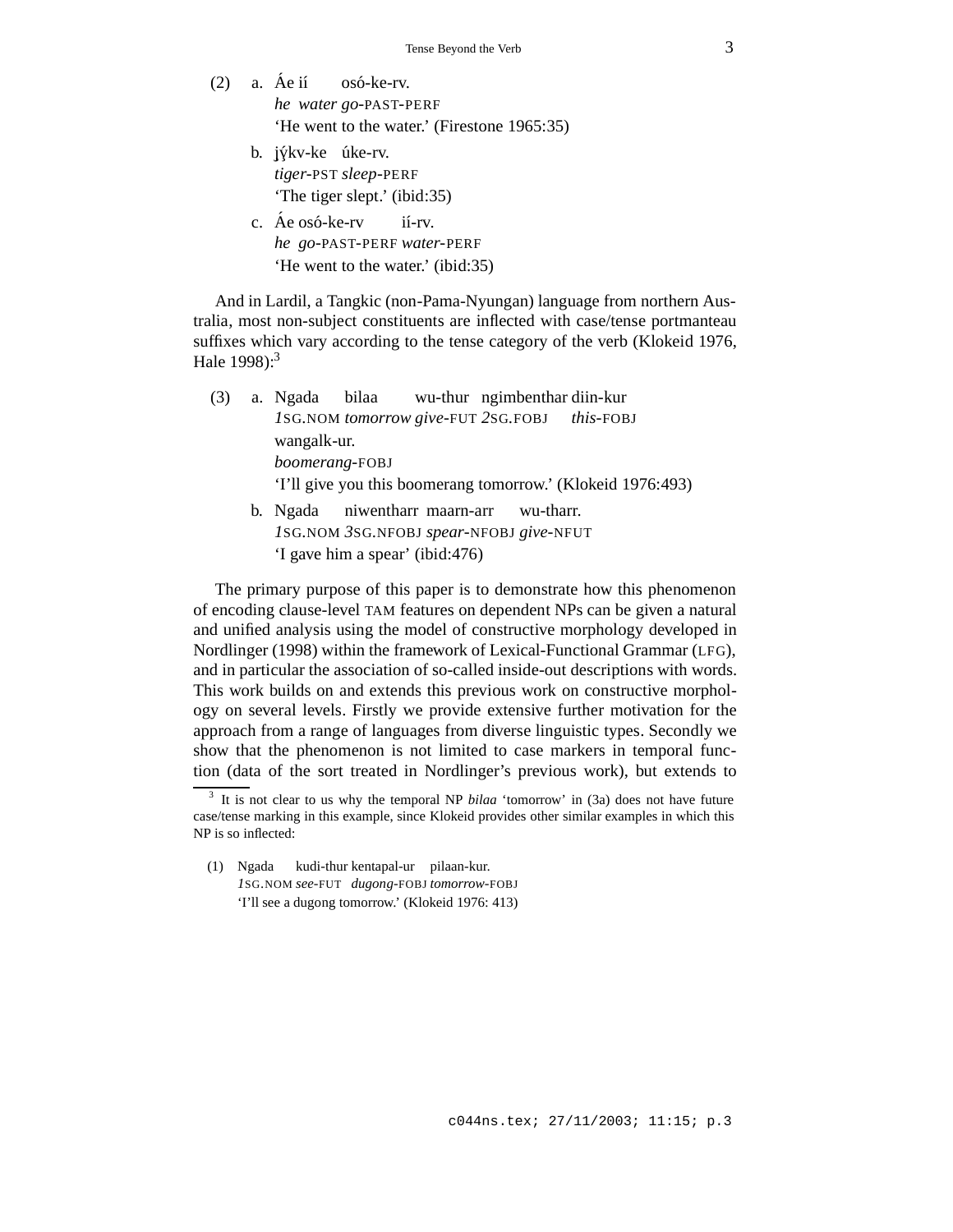(2) a. Áe ií osó-ke-rv.
*he water go*-PAST-PERF
'He went to the water.' (Firestone 1965:35)

b. jý́kv-ke úke-rv.
*tiger*-PST *sleep*-PERF
'The tiger slept.' (ibid:35)

c. Áe osó-ke-rv ií-rv.
*he go*-PAST-PERF *water*-PERF
'He went to the water.' (ibid:35)

And in Lardil, a Tangkic (non-Pama-Nyungan) language from northern Australia, most non-subject constituents are inflected with case/tense portmanteau suffixes which vary according to the tense category of the verb (Klokeid 1976, Hale 1998):[3]

(3) a. Ngada bilaa wu-thur ngimbenthar diin-kur wangalk-ur.
*1*SG.NOM *tomorrow give*-FUT *2*SG.FOBJ *this*-FOBJ *boomerang*-FOBJ
'I'll give you this boomerang tomorrow.' (Klokeid 1976:493)

b. Ngada niwentharr maarn-arr wu-tharr.
*1*SG.NOM *3*SG.NFOBJ *spear*-NFOBJ *give*-NFUT
'I gave him a spear' (ibid:476)

The primary purpose of this paper is to demonstrate how this phenomenon of encoding clause-level TAM features on dependent NPs can be given a natural and unified analysis using the model of constructive morphology developed in Nordlinger (1998) within the framework of Lexical-Functional Grammar (LFG), and in particular the association of so-called inside-out descriptions with words. This work builds on and extends this previous work on constructive morphology on several levels. Firstly we provide extensive further motivation for the approach from a range of languages from diverse linguistic types. Secondly we show that the phenomenon is not limited to case markers in temporal function (data of the sort treated in Nordlinger's previous work), but extends to

[3] It is not clear to us why the temporal NP *bilaa* 'tomorrow' in (3a) does not have future case/tense marking in this example, since Klokeid provides other similar examples in which this NP is so inflected:

(1) Ngada kudi-thur kentapal-ur pilaan-kur.
*1*SG.NOM *see*-FUT *dugong*-FOBJ *tomorrow*-FOBJ
'I'll see a dugong tomorrow.' (Klokeid 1976: 413)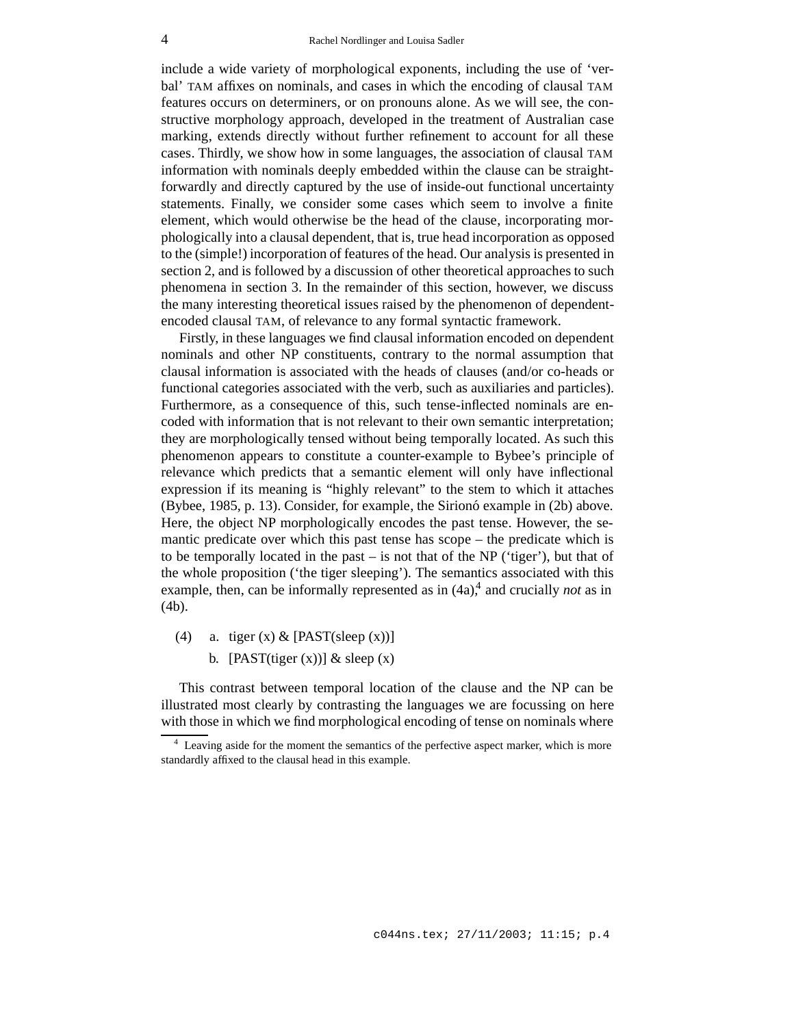include a wide variety of morphological exponents, including the use of 'verbal' TAM affixes on nominals, and cases in which the encoding of clausal TAM features occurs on determiners, or on pronouns alone. As we will see, the constructive morphology approach, developed in the treatment of Australian case marking, extends directly without further refinement to account for all these cases. Thirdly, we show how in some languages, the association of clausal TAM information with nominals deeply embedded within the clause can be straightforwardly and directly captured by the use of inside-out functional uncertainty statements. Finally, we consider some cases which seem to involve a finite element, which would otherwise be the head of the clause, incorporating morphologically into a clausal dependent, that is, true head incorporation as opposed to the (simple!) incorporation of features of the head. Our analysis is presented in section 2, and is followed by a discussion of other theoretical approaches to such phenomena in section 3. In the remainder of this section, however, we discuss the many interesting theoretical issues raised by the phenomenon of dependent-encoded clausal TAM, of relevance to any formal syntactic framework.

Firstly, in these languages we find clausal information encoded on dependent nominals and other NP constituents, contrary to the normal assumption that clausal information is associated with the heads of clauses (and/or co-heads or functional categories associated with the verb, such as auxiliaries and particles). Furthermore, as a consequence of this, such tense-inflected nominals are encoded with information that is not relevant to their own semantic interpretation; they are morphologically tensed without being temporally located. As such this phenomenon appears to constitute a counter-example to Bybee's principle of relevance which predicts that a semantic element will only have inflectional expression if its meaning is "highly relevant" to the stem to which it attaches (Bybee, 1985, p. 13). Consider, for example, the Sirionó example in (2b) above. Here, the object NP morphologically encodes the past tense. However, the semantic predicate over which this past tense has scope – the predicate which is to be temporally located in the past – is not that of the NP ('tiger'), but that of the whole proposition ('the tiger sleeping'). The semantics associated with this example, then, can be informally represented as in (4a),[4] and crucially *not* as in (4b).

(4) a. tiger (x) & [PAST(sleep (x))]

b. [PAST(tiger (x))] & sleep (x)

This contrast between temporal location of the clause and the NP can be illustrated most clearly by contrasting the languages we are focussing on here with those in which we find morphological encoding of tense on nominals where

[4] Leaving aside for the moment the semantics of the perfective aspect marker, which is more standardly affixed to the clausal head in this example.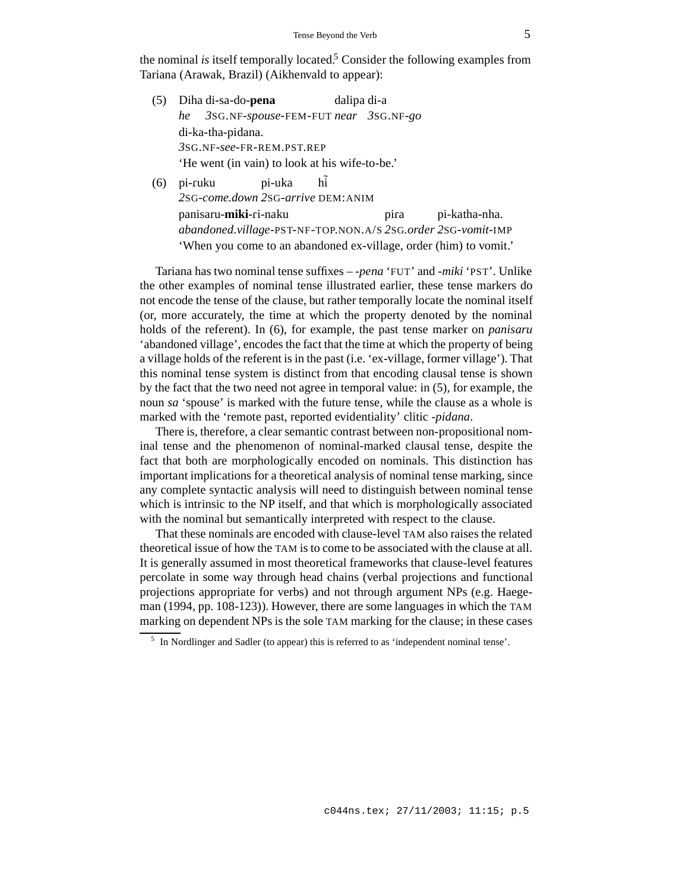the nominal *is* itself temporally located.[5] Consider the following examples from Tariana (Arawak, Brazil) (Aikhenvald to appear):

(5) Diha di-sa-do-**pena** dalipa di-a
*he* *3*SG.NF-*spouse*-FEM-FUT *near* *3*SG.NF-*go*
di-ka-tha-pidana.
*3*SG.NF-*see*-FR-REM.PST.REP
'He went (in vain) to look at his wife-to-be.'

(6) pi-ruku pi-uka hĩ
*2*SG-*come.down* *2*SG-*arrive* DEM:ANIM
panisaru-**miki**-ri-naku pira pi-katha-nha.
*abandoned.village*-PST-NF-TOP.NON.A/S *2*SG.*order* *2*SG-*vomit*-IMP
'When you come to an abandoned ex-village, order (him) to vomit.'

Tariana has two nominal tense suffixes – *-pena* 'FUT' and *-miki* 'PST'. Unlike the other examples of nominal tense illustrated earlier, these tense markers do not encode the tense of the clause, but rather temporally locate the nominal itself (or, more accurately, the time at which the property denoted by the nominal holds of the referent). In (6), for example, the past tense marker on *panisaru* 'abandoned village', encodes the fact that the time at which the property of being a village holds of the referent is in the past (i.e. 'ex-village, former village'). That this nominal tense system is distinct from that encoding clausal tense is shown by the fact that the two need not agree in temporal value: in (5), for example, the noun *sa* 'spouse' is marked with the future tense, while the clause as a whole is marked with the 'remote past, reported evidentiality' clitic *-pidana*.

There is, therefore, a clear semantic contrast between non-propositional nominal tense and the phenomenon of nominal-marked clausal tense, despite the fact that both are morphologically encoded on nominals. This distinction has important implications for a theoretical analysis of nominal tense marking, since any complete syntactic analysis will need to distinguish between nominal tense which is intrinsic to the NP itself, and that which is morphologically associated with the nominal but semantically interpreted with respect to the clause.

That these nominals are encoded with clause-level TAM also raises the related theoretical issue of how the TAM is to come to be associated with the clause at all. It is generally assumed in most theoretical frameworks that clause-level features percolate in some way through head chains (verbal projections and functional projections appropriate for verbs) and not through argument NPs (e.g. Haegeman (1994, pp. 108-123)). However, there are some languages in which the TAM marking on dependent NPs is the sole TAM marking for the clause; in these cases

[5] In Nordlinger and Sadler (to appear) this is referred to as 'independent nominal tense'.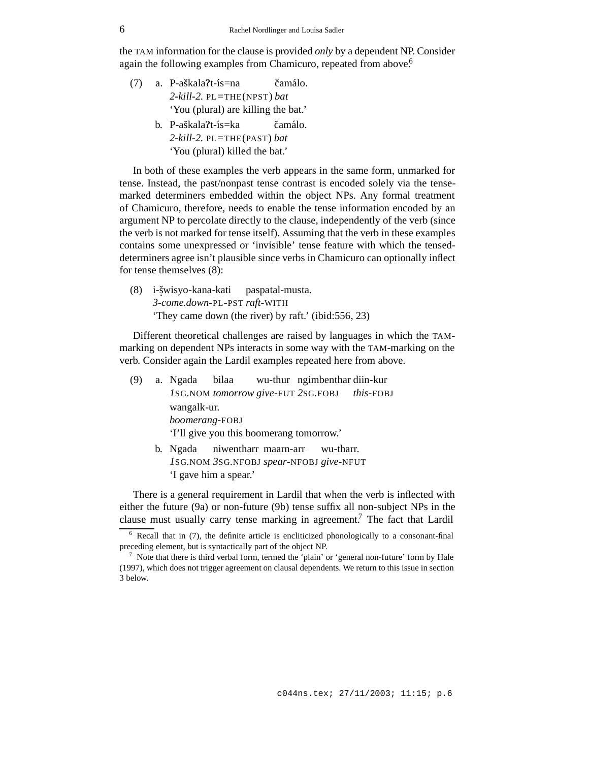the TAM information for the clause is provided *only* by a dependent NP. Consider again the following examples from Chamicuro, repeated from above.[6]

(7) a. P-aškalaʔt-ís=na čamálo.
*2-kill-2.* PL=THE(NPST) *bat*
'You (plural) are killing the bat.'

b. P-aškalaʔt-ís=ka čamálo.
*2-kill-2.* PL=THE(PAST) *bat*
'You (plural) killed the bat.'

In both of these examples the verb appears in the same form, unmarked for tense. Instead, the past/nonpast tense contrast is encoded solely via the tense-marked determiners embedded within the object NPs. Any formal treatment of Chamicuro, therefore, needs to enable the tense information encoded by an argument NP to percolate directly to the clause, independently of the verb (since the verb is not marked for tense itself). Assuming that the verb in these examples contains some unexpressed or 'invisible' tense feature with which the tensed-determiners agree isn't plausible since verbs in Chamicuro can optionally inflect for tense themselves (8):

(8) i-ş̌wisyo-kana-kati paspatal-musta.
*3-come.down*-PL-PST *raft*-WITH
'They came down (the river) by raft.' (ibid:556, 23)

Different theoretical challenges are raised by languages in which the TAM-marking on dependent NPs interacts in some way with the TAM-marking on the verb. Consider again the Lardil examples repeated here from above.

(9) a. Ngada bilaa wu-thur ngimbenthar diin-kur
*1*SG.NOM *tomorrow give*-FUT *2*SG.FOBJ *this*-FOBJ
wangalk-ur.
*boomerang*-FOBJ
'I'll give you this boomerang tomorrow.'

b. Ngada niwentharr maarn-arr wu-tharr.
*1*SG.NOM *3*SG.NFOBJ *spear*-NFOBJ *give*-NFUT
'I gave him a spear.'

There is a general requirement in Lardil that when the verb is inflected with either the future (9a) or non-future (9b) tense suffix all non-subject NPs in the clause must usually carry tense marking in agreement.[7] The fact that Lardil

---

[6] Recall that in (7), the definite article is encliticized phonologically to a consonant-final preceding element, but is syntactically part of the object NP.

[7] Note that there is third verbal form, termed the 'plain' or 'general non-future' form by Hale (1997), which does not trigger agreement on clausal dependents. We return to this issue in section 3 below.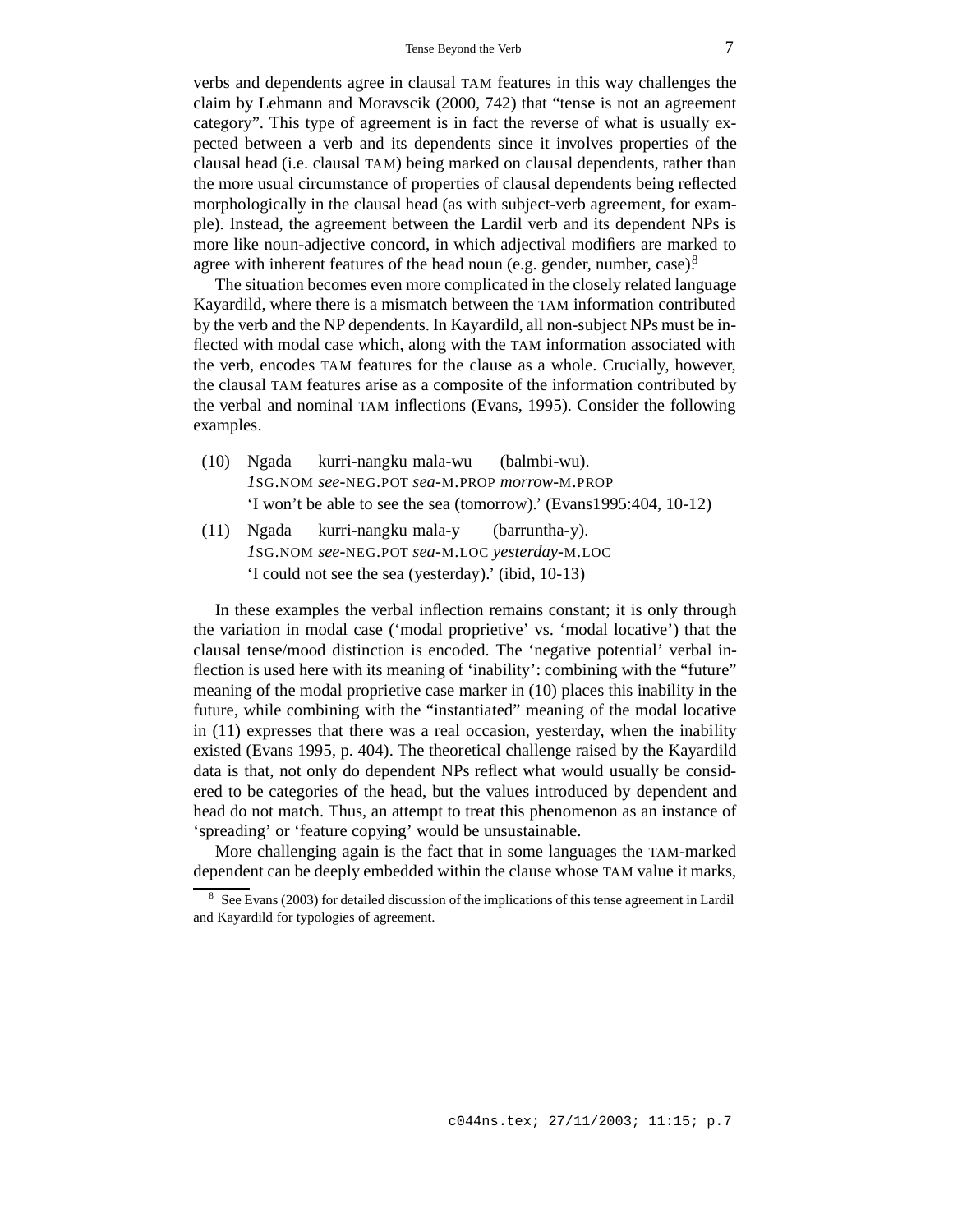verbs and dependents agree in clausal TAM features in this way challenges the claim by Lehmann and Moravscik (2000, 742) that "tense is not an agreement category". This type of agreement is in fact the reverse of what is usually expected between a verb and its dependents since it involves properties of the clausal head (i.e. clausal TAM) being marked on clausal dependents, rather than the more usual circumstance of properties of clausal dependents being reflected morphologically in the clausal head (as with subject-verb agreement, for example). Instead, the agreement between the Lardil verb and its dependent NPs is more like noun-adjective concord, in which adjectival modifiers are marked to agree with inherent features of the head noun (e.g. gender, number, case).[8]

The situation becomes even more complicated in the closely related language Kayardild, where there is a mismatch between the TAM information contributed by the verb and the NP dependents. In Kayardild, all non-subject NPs must be inflected with modal case which, along with the TAM information associated with the verb, encodes TAM features for the clause as a whole. Crucially, however, the clausal TAM features arise as a composite of the information contributed by the verbal and nominal TAM inflections (Evans, 1995). Consider the following examples.

(10) Ngada kurri-nangku mala-wu (balmbi-wu).
*1*SG.NOM *see*-NEG.POT *sea*-M.PROP *morrow*-M.PROP
'I won't be able to see the sea (tomorrow).' (Evans1995:404, 10-12)

(11) Ngada kurri-nangku mala-y (barruntha-y).
*1*SG.NOM *see*-NEG.POT *sea*-M.LOC *yesterday*-M.LOC
'I could not see the sea (yesterday).' (ibid, 10-13)

In these examples the verbal inflection remains constant; it is only through the variation in modal case ('modal proprietive' vs. 'modal locative') that the clausal tense/mood distinction is encoded. The 'negative potential' verbal inflection is used here with its meaning of 'inability': combining with the "future" meaning of the modal proprietive case marker in (10) places this inability in the future, while combining with the "instantiated" meaning of the modal locative in (11) expresses that there was a real occasion, yesterday, when the inability existed (Evans 1995, p. 404). The theoretical challenge raised by the Kayardild data is that, not only do dependent NPs reflect what would usually be considered to be categories of the head, but the values introduced by dependent and head do not match. Thus, an attempt to treat this phenomenon as an instance of 'spreading' or 'feature copying' would be unsustainable.

More challenging again is the fact that in some languages the TAM-marked dependent can be deeply embedded within the clause whose TAM value it marks,

[8] See Evans (2003) for detailed discussion of the implications of this tense agreement in Lardil and Kayardild for typologies of agreement.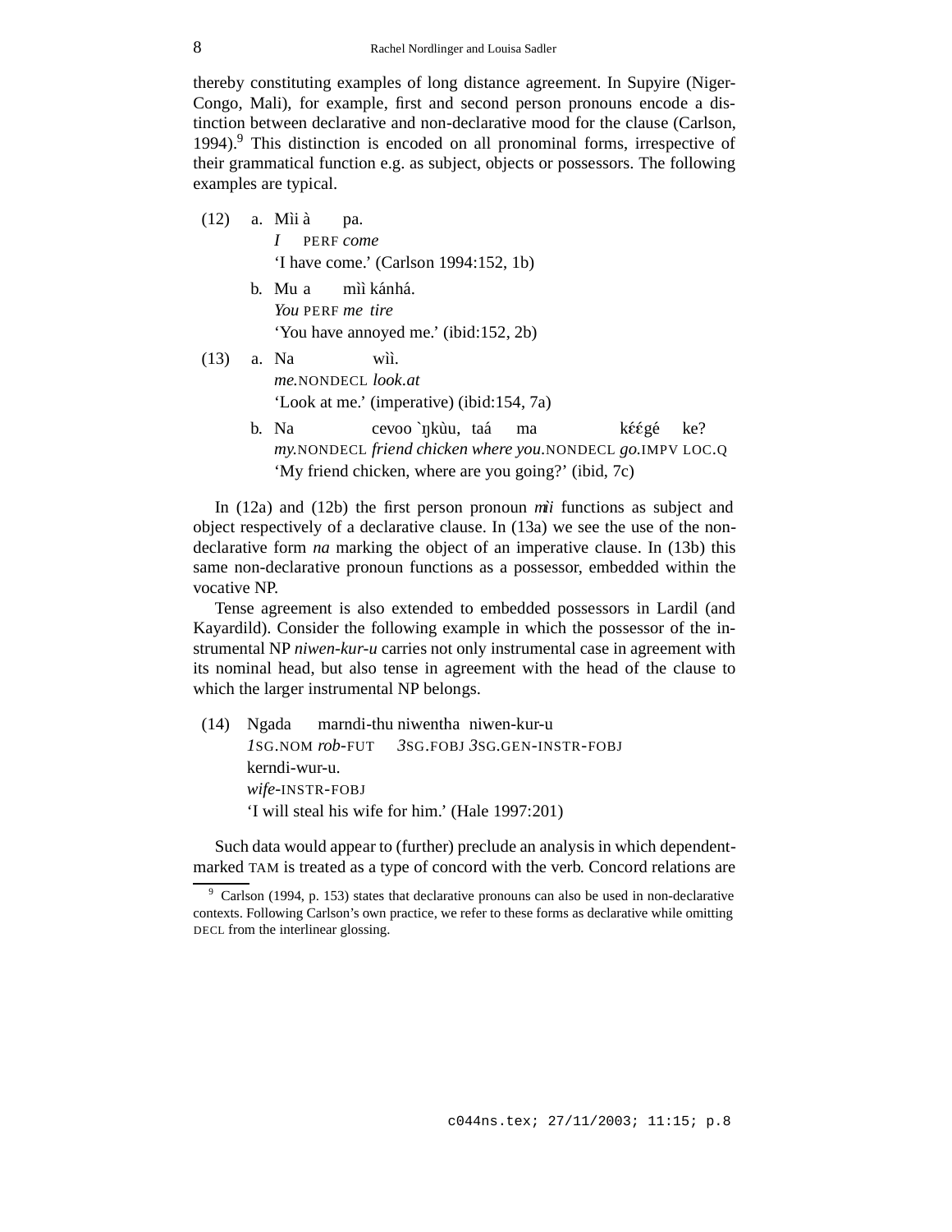thereby constituting examples of long distance agreement. In Supyire (Niger-Congo, Mali), for example, first and second person pronouns encode a distinction between declarative and non-declarative mood for the clause (Carlson, 1994).[9] This distinction is encoded on all pronominal forms, irrespective of their grammatical function e.g. as subject, objects or possessors. The following examples are typical.

(12) a. Mìi à pa.
*I* PERF *come*
'I have come.' (Carlson 1994:152, 1b)

b. Mu a mìì kánhá.
*You* PERF *me tire*
'You have annoyed me.' (ibid:152, 2b)

(13) a. Na wìì.
*me*.NONDECL *look.at*
'Look at me.' (imperative) (ibid:154, 7a)

b. Na cevoo `ŋkùu, taá ma kɛ́ɛ́gé ke?
*my*.NONDECL *friend chicken where you*.NONDECL *go*.IMPV LOC.Q
'My friend chicken, where are you going?' (ibid, 7c)

In (12a) and (12b) the first person pronoun *mìi* functions as subject and object respectively of a declarative clause. In (13a) we see the use of the non-declarative form *na* marking the object of an imperative clause. In (13b) this same non-declarative pronoun functions as a possessor, embedded within the vocative NP.

Tense agreement is also extended to embedded possessors in Lardil (and Kayardild). Consider the following example in which the possessor of the instrumental NP *niwen-kur-u* carries not only instrumental case in agreement with its nominal head, but also tense in agreement with the head of the clause to which the larger instrumental NP belongs.

(14) Ngada marndi-thu niwentha niwen-kur-u
*1*SG.NOM *rob*-FUT *3*SG.FOBJ *3*SG.GEN-INSTR-FOBJ
kerndi-wur-u.
*wife*-INSTR-FOBJ
'I will steal his wife for him.' (Hale 1997:201)

Such data would appear to (further) preclude an analysis in which dependent-marked TAM is treated as a type of concord with the verb. Concord relations are

[9] Carlson (1994, p. 153) states that declarative pronouns can also be used in non-declarative contexts. Following Carlson's own practice, we refer to these forms as declarative while omitting DECL from the interlinear glossing.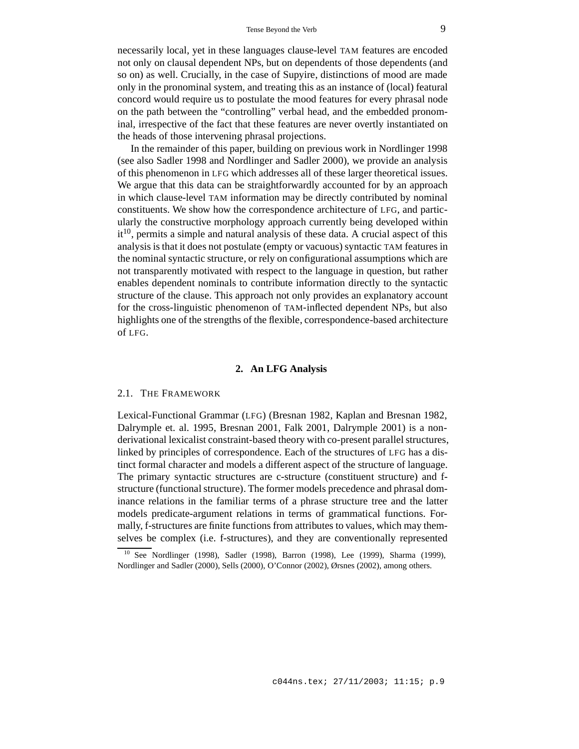necessarily local, yet in these languages clause-level TAM features are encoded not only on clausal dependent NPs, but on dependents of those dependents (and so on) as well. Crucially, in the case of Supyire, distinctions of mood are made only in the pronominal system, and treating this as an instance of (local) featural concord would require us to postulate the mood features for every phrasal node on the path between the "controlling" verbal head, and the embedded pronominal, irrespective of the fact that these features are never overtly instantiated on the heads of those intervening phrasal projections.

In the remainder of this paper, building on previous work in Nordlinger 1998 (see also Sadler 1998 and Nordlinger and Sadler 2000), we provide an analysis of this phenomenon in LFG which addresses all of these larger theoretical issues. We argue that this data can be straightforwardly accounted for by an approach in which clause-level TAM information may be directly contributed by nominal constituents. We show how the correspondence architecture of LFG, and particularly the constructive morphology approach currently being developed within it[10], permits a simple and natural analysis of these data. A crucial aspect of this analysis is that it does not postulate (empty or vacuous) syntactic TAM features in the nominal syntactic structure, or rely on configurational assumptions which are not transparently motivated with respect to the language in question, but rather enables dependent nominals to contribute information directly to the syntactic structure of the clause. This approach not only provides an explanatory account for the cross-linguistic phenomenon of TAM-inflected dependent NPs, but also highlights one of the strengths of the flexible, correspondence-based architecture of LFG.

## 2. An LFG Analysis

### 2.1. The Framework

Lexical-Functional Grammar (LFG) (Bresnan 1982, Kaplan and Bresnan 1982, Dalrymple et. al. 1995, Bresnan 2001, Falk 2001, Dalrymple 2001) is a non-derivational lexicalist constraint-based theory with co-present parallel structures, linked by principles of correspondence. Each of the structures of LFG has a distinct formal character and models a different aspect of the structure of language. The primary syntactic structures are c-structure (constituent structure) and f-structure (functional structure). The former models precedence and phrasal dominance relations in the familiar terms of a phrase structure tree and the latter models predicate-argument relations in terms of grammatical functions. Formally, f-structures are finite functions from attributes to values, which may themselves be complex (i.e. f-structures), and they are conventionally represented

[10] See Nordlinger (1998), Sadler (1998), Barron (1998), Lee (1999), Sharma (1999), Nordlinger and Sadler (2000), Sells (2000), O'Connor (2002), Ørsnes (2002), among others.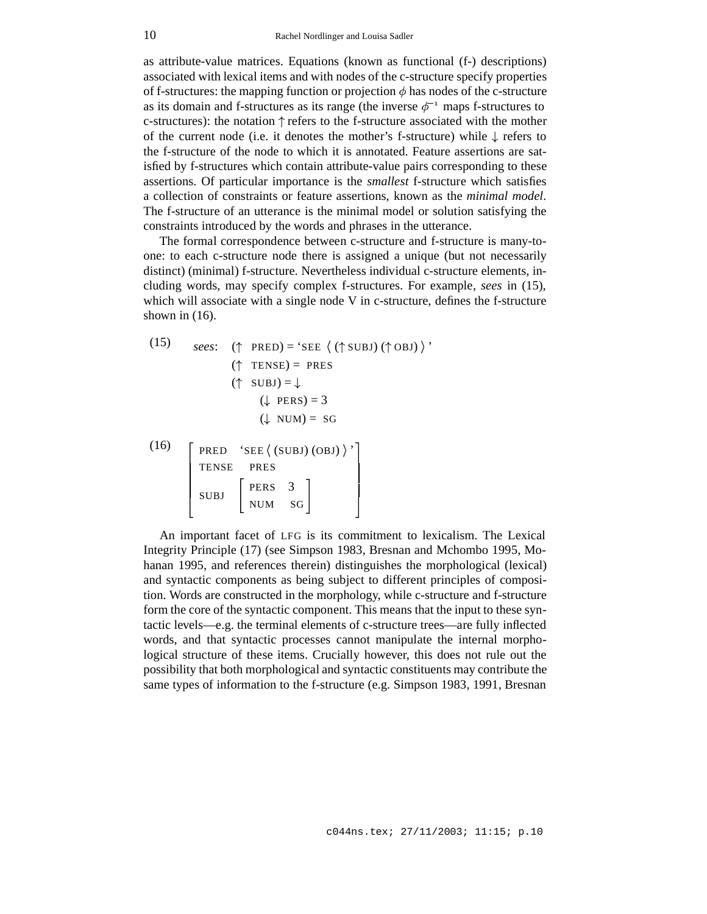as attribute-value matrices. Equations (known as functional (f-) descriptions) associated with lexical items and with nodes of the c-structure specify properties of f-structures: the mapping function or projection $\phi$ has nodes of the c-structure as its domain and f-structures as its range (the inverse $\phi^{-1}$ maps f-structures to c-structures): the notation ↑ refers to the f-structure associated with the mother of the current node (i.e. it denotes the mother's f-structure) while ↓ refers to the f-structure of the node to which it is annotated. Feature assertions are satisfied by f-structures which contain attribute-value pairs corresponding to these assertions. Of particular importance is the *smallest* f-structure which satisfies a collection of constraints or feature assertions, known as the *minimal model*. The f-structure of an utterance is the minimal model or solution satisfying the constraints introduced by the words and phrases in the utterance.

The formal correspondence between c-structure and f-structure is many-to-one: to each c-structure node there is assigned a unique (but not necessarily distinct) (minimal) f-structure. Nevertheless individual c-structure elements, including words, may specify complex f-structures. For example, *sees* in (15), which will associate with a single node V in c-structure, defines the f-structure shown in (16).

(15) *sees*: (↑ PRED) = 'SEE ⟨ (↑ SUBJ) (↑ OBJ) ⟩ '
(↑ TENSE) = PRES
(↑ SUBJ) = ↓
(↓ PERS) = 3
(↓ NUM) = SG

(16)
$$\begin{bmatrix} \text{PRED} & \text{'SEE}\,\langle\,(\text{SUBJ})\,(\text{OBJ})\,\rangle\,\text{'} \\ \text{TENSE} & \text{PRES} \\ \text{SUBJ} & \begin{bmatrix} \text{PERS} & 3 \\ \text{NUM} & \text{SG} \end{bmatrix} \end{bmatrix}$$

An important facet of LFG is its commitment to lexicalism. The Lexical Integrity Principle (17) (see Simpson 1983, Bresnan and Mchombo 1995, Mohanan 1995, and references therein) distinguishes the morphological (lexical) and syntactic components as being subject to different principles of composition. Words are constructed in the morphology, while c-structure and f-structure form the core of the syntactic component. This means that the input to these syntactic levels—e.g. the terminal elements of c-structure trees—are fully inflected words, and that syntactic processes cannot manipulate the internal morphological structure of these items. Crucially however, this does not rule out the possibility that both morphological and syntactic constituents may contribute the same types of information to the f-structure (e.g. Simpson 1983, 1991, Bresnan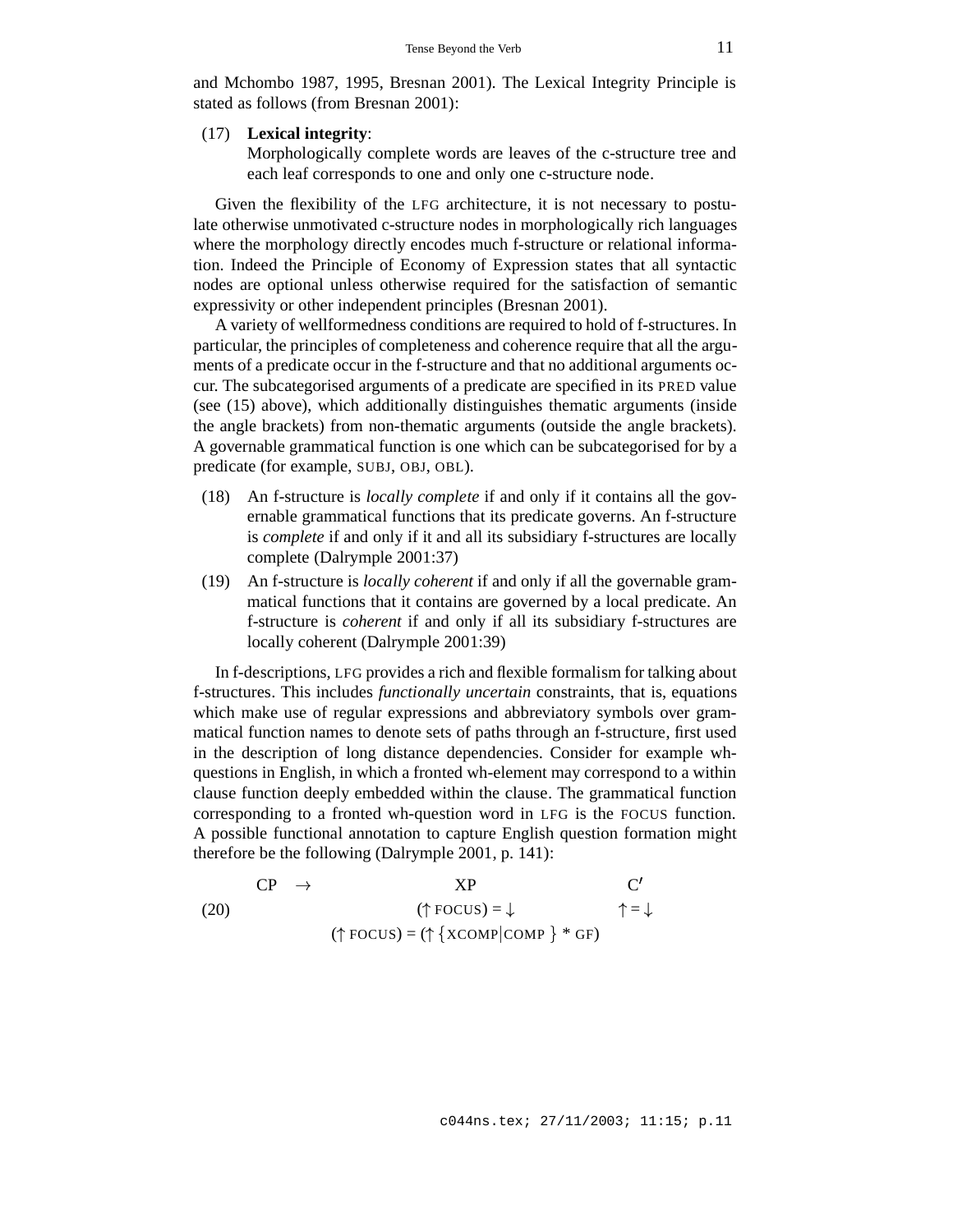and Mchombo 1987, 1995, Bresnan 2001). The Lexical Integrity Principle is stated as follows (from Bresnan 2001):

(17) **Lexical integrity**:
Morphologically complete words are leaves of the c-structure tree and each leaf corresponds to one and only one c-structure node.

Given the flexibility of the LFG architecture, it is not necessary to postulate otherwise unmotivated c-structure nodes in morphologically rich languages where the morphology directly encodes much f-structure or relational information. Indeed the Principle of Economy of Expression states that all syntactic nodes are optional unless otherwise required for the satisfaction of semantic expressivity or other independent principles (Bresnan 2001).

A variety of wellformedness conditions are required to hold of f-structures. In particular, the principles of completeness and coherence require that all the arguments of a predicate occur in the f-structure and that no additional arguments occur. The subcategorised arguments of a predicate are specified in its PRED value (see (15) above), which additionally distinguishes thematic arguments (inside the angle brackets) from non-thematic arguments (outside the angle brackets). A governable grammatical function is one which can be subcategorised for by a predicate (for example, SUBJ, OBJ, OBL).

(18) An f-structure is *locally complete* if and only if it contains all the governable grammatical functions that its predicate governs. An f-structure is *complete* if and only if it and all its subsidiary f-structures are locally complete (Dalrymple 2001:37)

(19) An f-structure is *locally coherent* if and only if all the governable grammatical functions that it contains are governed by a local predicate. An f-structure is *coherent* if and only if all its subsidiary f-structures are locally coherent (Dalrymple 2001:39)

In f-descriptions, LFG provides a rich and flexible formalism for talking about f-structures. This includes *functionally uncertain* constraints, that is, equations which make use of regular expressions and abbreviatory symbols over grammatical function names to denote sets of paths through an f-structure, first used in the description of long distance dependencies. Consider for example wh-questions in English, in which a fronted wh-element may correspond to a within clause function deeply embedded within the clause. The grammatical function corresponding to a fronted wh-question word in LFG is the FOCUS function. A possible functional annotation to capture English question formation might therefore be the following (Dalrymple 2001, p. 141):

(20)
$$\begin{array}{lcc} \text{CP} \rightarrow & \text{XP} & \text{C}' \\ & (\uparrow \text{FOCUS}) = \downarrow & \uparrow = \downarrow \\ & (\uparrow \text{FOCUS}) = (\uparrow \{\text{XCOMP}|\text{COMP}\} * \text{GF}) & \end{array}$$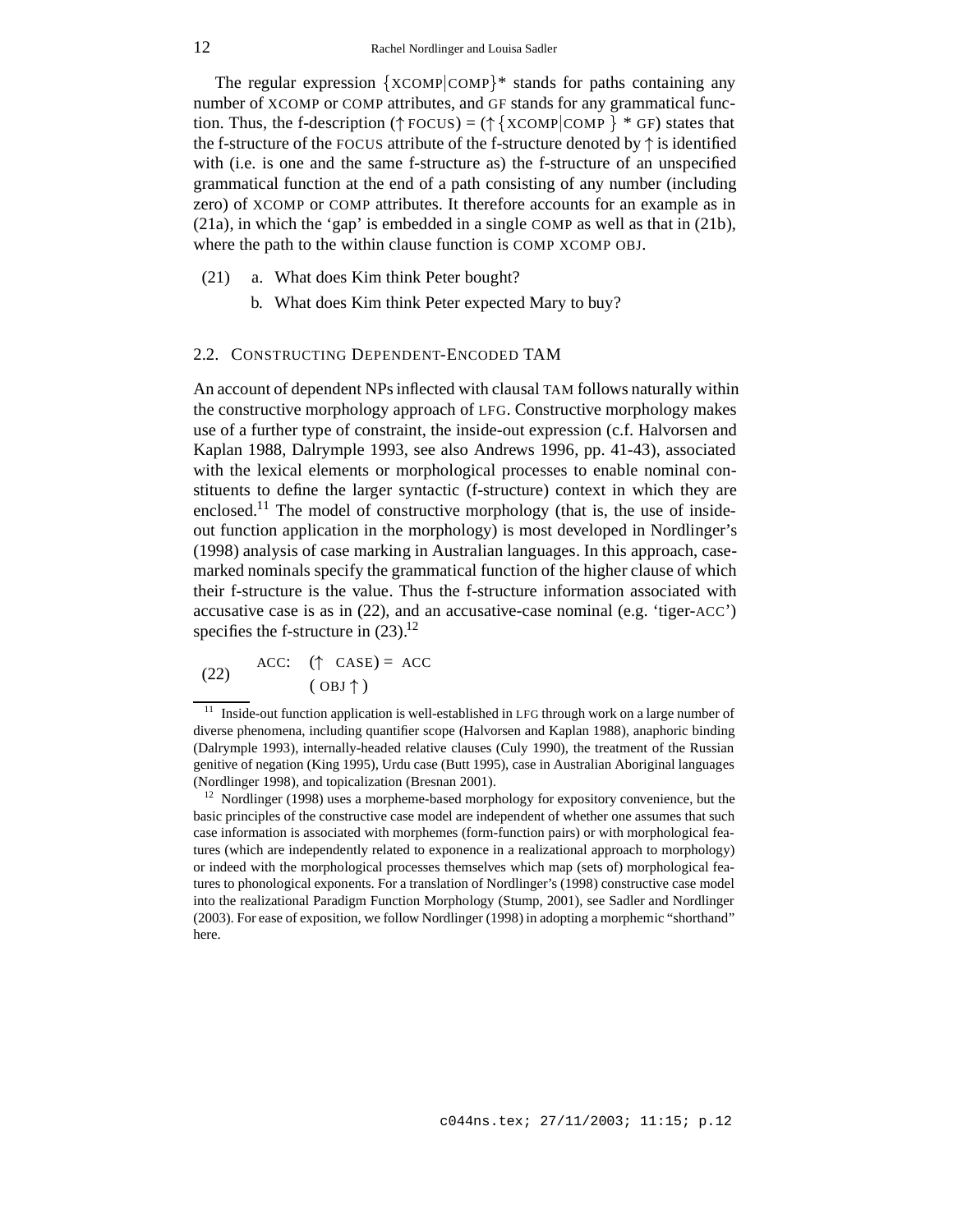The regular expression {XCOMP|COMP}* stands for paths containing any number of XCOMP or COMP attributes, and GF stands for any grammatical function. Thus, the f-description (↑ FOCUS) = (↑ {XCOMP|COMP } * GF) states that the f-structure of the FOCUS attribute of the f-structure denoted by ↑ is identified with (i.e. is one and the same f-structure as) the f-structure of an unspecified grammatical function at the end of a path consisting of any number (including zero) of XCOMP or COMP attributes. It therefore accounts for an example as in (21a), in which the 'gap' is embedded in a single COMP as well as that in (21b), where the path to the within clause function is COMP XCOMP OBJ.

(21) a. What does Kim think Peter bought?

b. What does Kim think Peter expected Mary to buy?

### 2.2. CONSTRUCTING DEPENDENT-ENCODED TAM

An account of dependent NPs inflected with clausal TAM follows naturally within the constructive morphology approach of LFG. Constructive morphology makes use of a further type of constraint, the inside-out expression (c.f. Halvorsen and Kaplan 1988, Dalrymple 1993, see also Andrews 1996, pp. 41-43), associated with the lexical elements or morphological processes to enable nominal constituents to define the larger syntactic (f-structure) context in which they are enclosed.[11] The model of constructive morphology (that is, the use of inside-out function application in the morphology) is most developed in Nordlinger's (1998) analysis of case marking in Australian languages. In this approach, case-marked nominals specify the grammatical function of the higher clause of which their f-structure is the value. Thus the f-structure information associated with accusative case is as in (22), and an accusative-case nominal (e.g. 'tiger-ACC') specifies the f-structure in (23).[12]

(22) ACC: (↑ CASE) = ACC
(OBJ ↑)

[11] Inside-out function application is well-established in LFG through work on a large number of diverse phenomena, including quantifier scope (Halvorsen and Kaplan 1988), anaphoric binding (Dalrymple 1993), internally-headed relative clauses (Culy 1990), the treatment of the Russian genitive of negation (King 1995), Urdu case (Butt 1995), case in Australian Aboriginal languages (Nordlinger 1998), and topicalization (Bresnan 2001).

[12] Nordlinger (1998) uses a morpheme-based morphology for expository convenience, but the basic principles of the constructive case model are independent of whether one assumes that such case information is associated with morphemes (form-function pairs) or with morphological features (which are independently related to exponence in a realizational approach to morphology) or indeed with the morphological processes themselves which map (sets of) morphological features to phonological exponents. For a translation of Nordlinger's (1998) constructive case model into the realizational Paradigm Function Morphology (Stump, 2001), see Sadler and Nordlinger (2003). For ease of exposition, we follow Nordlinger (1998) in adopting a morphemic "shorthand" here.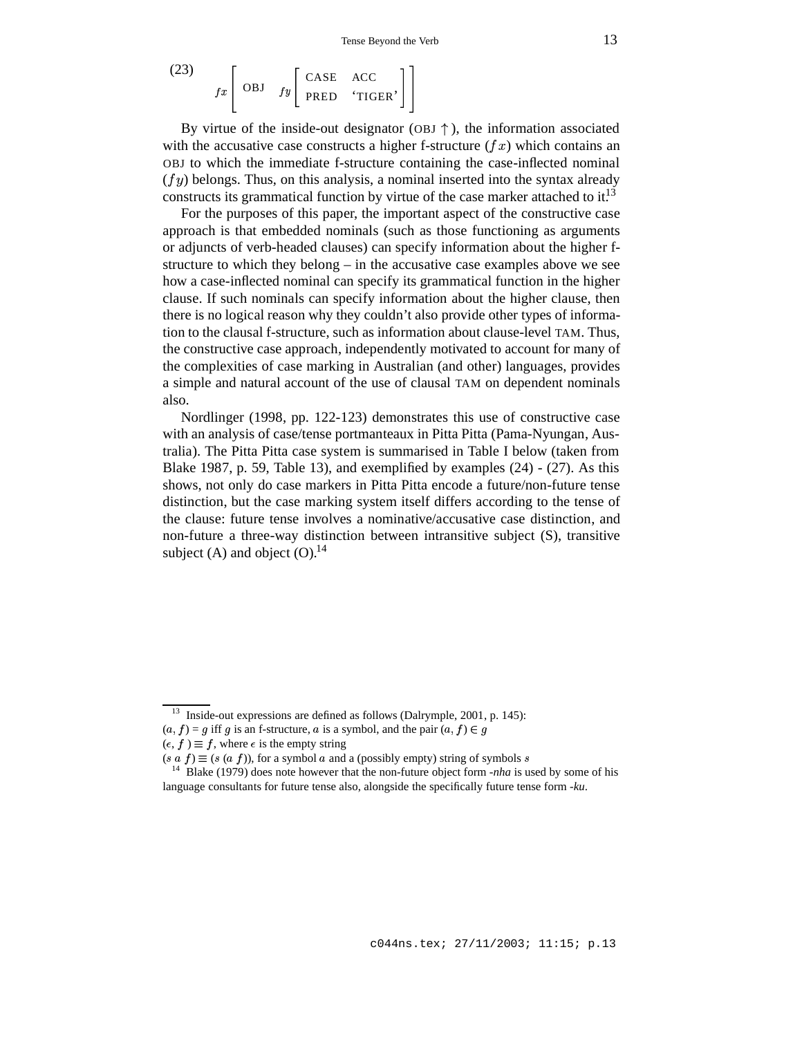(23)

$$fx\left[\ \text{OBJ}\quad fy\left[\begin{array}{ll}\text{CASE} & \text{ACC}\\ \text{PRED} & \text{`TIGER'}\end{array}\right]\right]$$

By virtue of the inside-out designator (OBJ $\uparrow$), the information associated with the accusative case constructs a higher f-structure ($fx$) which contains an OBJ to which the immediate f-structure containing the case-inflected nominal ($fy$) belongs. Thus, on this analysis, a nominal inserted into the syntax already constructs its grammatical function by virtue of the case marker attached to it.[13]

For the purposes of this paper, the important aspect of the constructive case approach is that embedded nominals (such as those functioning as arguments or adjuncts of verb-headed clauses) can specify information about the higher f-structure to which they belong – in the accusative case examples above we see how a case-inflected nominal can specify its grammatical function in the higher clause. If such nominals can specify information about the higher clause, then there is no logical reason why they couldn't also provide other types of information to the clausal f-structure, such as information about clause-level TAM. Thus, the constructive case approach, independently motivated to account for many of the complexities of case marking in Australian (and other) languages, provides a simple and natural account of the use of clausal TAM on dependent nominals also.

Nordlinger (1998, pp. 122-123) demonstrates this use of constructive case with an analysis of case/tense portmanteaux in Pitta Pitta (Pama-Nyungan, Australia). The Pitta Pitta case system is summarised in Table I below (taken from Blake 1987, p. 59, Table 13), and exemplified by examples (24) - (27). As this shows, not only do case markers in Pitta Pitta encode a future/non-future tense distinction, but the case marking system itself differs according to the tense of the clause: future tense involves a nominative/accusative case distinction, and non-future a three-way distinction between intransitive subject (S), transitive subject (A) and object (O).[14]

---

[13] Inside-out expressions are defined as follows (Dalrymple, 2001, p. 145):
$(a, f) = g$ iff $g$ is an f-structure, $a$ is a symbol, and the pair $(a, f) \in g$
$(\epsilon, f) \equiv f$, where $\epsilon$ is the empty string
$(s\ a\ f) \equiv (s\ (a\ f))$, for a symbol $a$ and a (possibly empty) string of symbols $s$

[14] Blake (1979) does note however that the non-future object form *-nha* is used by some of his language consultants for future tense also, alongside the specifically future tense form *-ku*.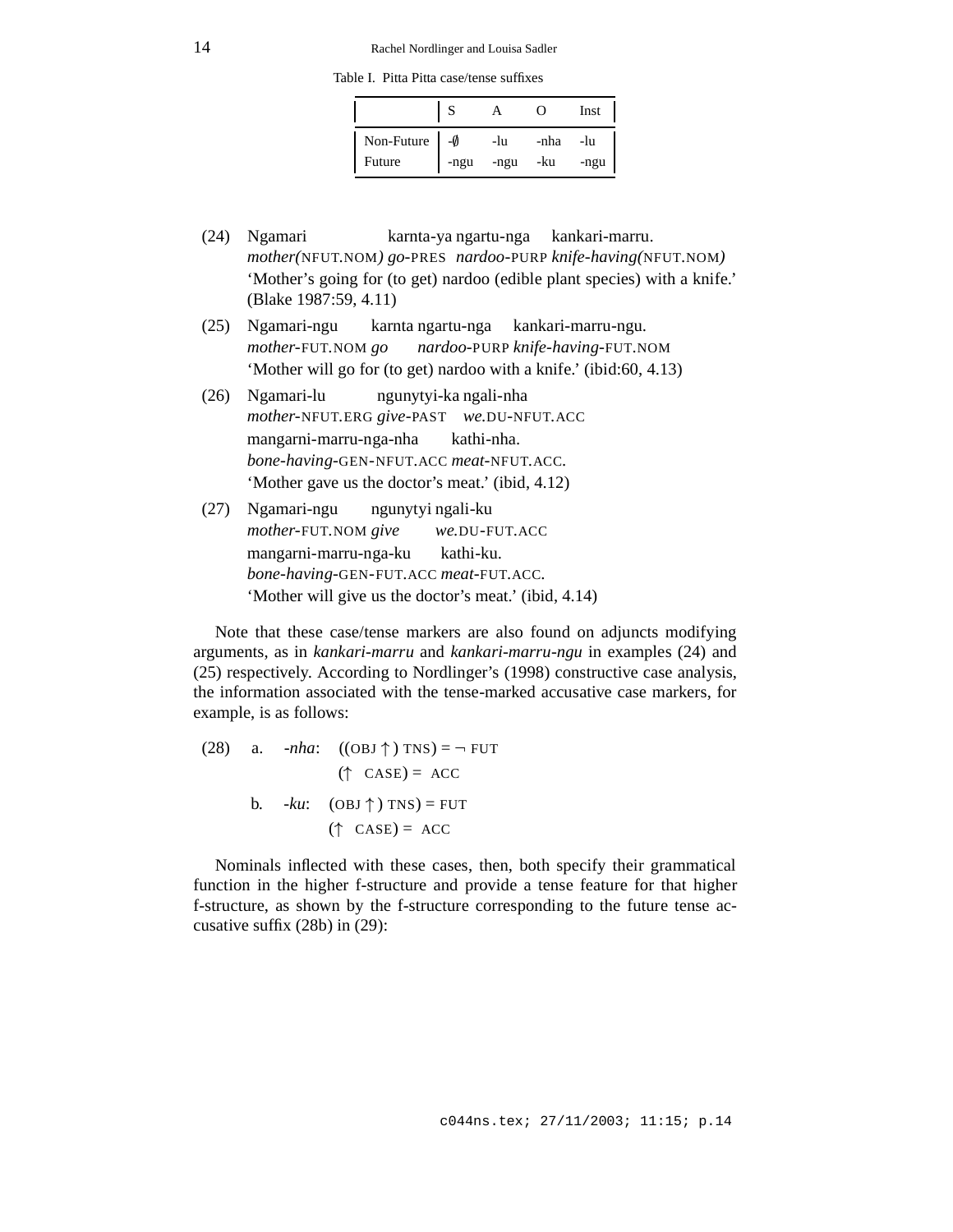Table I. Pitta Pitta case/tense suffixes

| | S | A | O | Inst |
|---|---|---|---|---|
| Non-Future | -∅ | -lu | -nha | -lu |
| Future | -ngu | -ngu | -ku | -ngu |

(24) Ngamari karnta-ya ngartu-nga kankari-marru.
*mother(*NFUT.NOM*) go*-PRES *nardoo*-PURP *knife-having(*NFUT.NOM*)*
'Mother's going for (to get) nardoo (edible plant species) with a knife.' (Blake 1987:59, 4.11)

(25) Ngamari-ngu karnta ngartu-nga kankari-marru-ngu.
*mother*-FUT.NOM *go* *nardoo*-PURP *knife-having*-FUT.NOM
'Mother will go for (to get) nardoo with a knife.' (ibid:60, 4.13)

(26) Ngamari-lu ngunytyi-ka ngali-nha
*mother*-NFUT.ERG *give*-PAST *we.*DU-NFUT.ACC
mangarni-marru-nga-nha kathi-nha.
*bone-having*-GEN-NFUT.ACC *meat*-NFUT.ACC.
'Mother gave us the doctor's meat.' (ibid, 4.12)

(27) Ngamari-ngu ngunytyi ngali-ku
*mother*-FUT.NOM *give* *we.*DU-FUT.ACC
mangarni-marru-nga-ku kathi-ku.
*bone-having*-GEN-FUT.ACC *meat*-FUT.ACC.
'Mother will give us the doctor's meat.' (ibid, 4.14)

Note that these case/tense markers are also found on adjuncts modifying arguments, as in *kankari-marru* and *kankari-marru-ngu* in examples (24) and (25) respectively. According to Nordlinger's (1998) constructive case analysis, the information associated with the tense-marked accusative case markers, for example, is as follows:

(28) a. *-nha*: ((OBJ ↑) TNS) = ¬ FUT
(↑ CASE) = ACC

b. *-ku*: (OBJ ↑) TNS) = FUT
(↑ CASE) = ACC

Nominals inflected with these cases, then, both specify their grammatical function in the higher f-structure and provide a tense feature for that higher f-structure, as shown by the f-structure corresponding to the future tense accusative suffix (28b) in (29):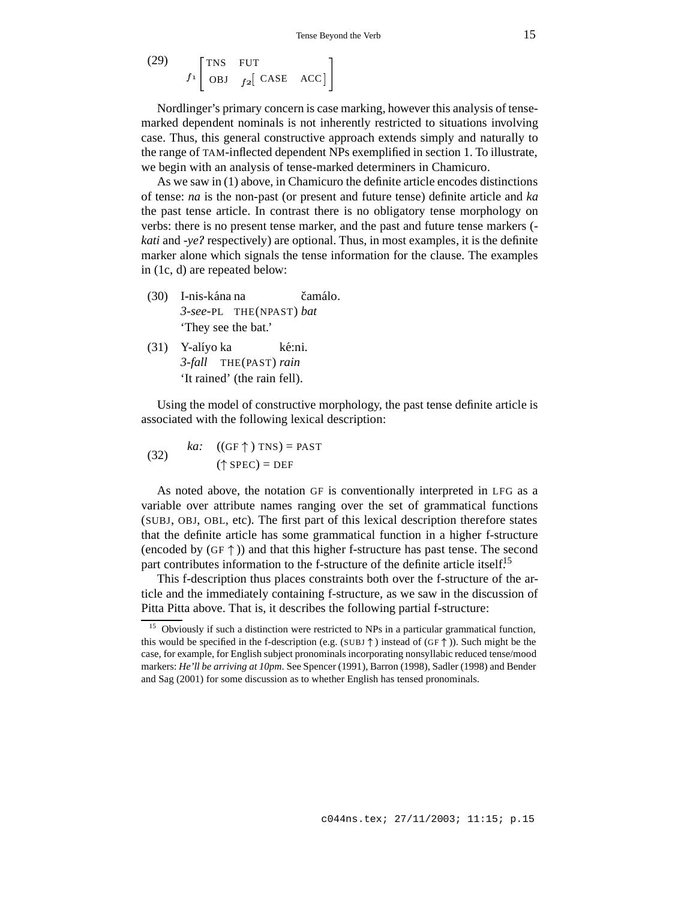(29)

$$f_1 \begin{bmatrix} \text{TNS} & \text{FUT} \\ \text{OBJ} & f_2 \begin{bmatrix} \text{CASE} & \text{ACC} \end{bmatrix} \end{bmatrix}$$

Nordlinger's primary concern is case marking, however this analysis of tense-marked dependent nominals is not inherently restricted to situations involving case. Thus, this general constructive approach extends simply and naturally to the range of TAM-inflected dependent NPs exemplified in section 1. To illustrate, we begin with an analysis of tense-marked determiners in Chamicuro.

As we saw in (1) above, in Chamicuro the definite article encodes distinctions of tense: *na* is the non-past (or present and future tense) definite article and *ka* the past tense article. In contrast there is no obligatory tense morphology on verbs: there is no present tense marker, and the past and future tense markers (-*kati* and -*yeʔ* respectively) are optional. Thus, in most examples, it is the definite marker alone which signals the tense information for the clause. The examples in (1c, d) are repeated below:

(30) I-nis-kána na čamálo.
*3-see*-PL THE(NPAST) *bat*
'They see the bat.'

(31) Y-alíyo ka ké:ni.
*3-fall* THE(PAST) *rain*
'It rained' (the rain fell).

Using the model of constructive morphology, the past tense definite article is associated with the following lexical description:

(32) *ka:* ((GF ↑) TNS) = PAST
(↑ SPEC) = DEF

As noted above, the notation GF is conventionally interpreted in LFG as a variable over attribute names ranging over the set of grammatical functions (SUBJ, OBJ, OBL, etc). The first part of this lexical description therefore states that the definite article has some grammatical function in a higher f-structure (encoded by (GF ↑)) and that this higher f-structure has past tense. The second part contributes information to the f-structure of the definite article itself.[15]

This f-description thus places constraints both over the f-structure of the article and the immediately containing f-structure, as we saw in the discussion of Pitta Pitta above. That is, it describes the following partial f-structure:

[15] Obviously if such a distinction were restricted to NPs in a particular grammatical function, this would be specified in the f-description (e.g. (SUBJ ↑) instead of (GF ↑)). Such might be the case, for example, for English subject pronominals incorporating nonsyllabic reduced tense/mood markers: *He'll be arriving at 10pm*. See Spencer (1991), Barron (1998), Sadler (1998) and Bender and Sag (2001) for some discussion as to whether English has tensed pronominals.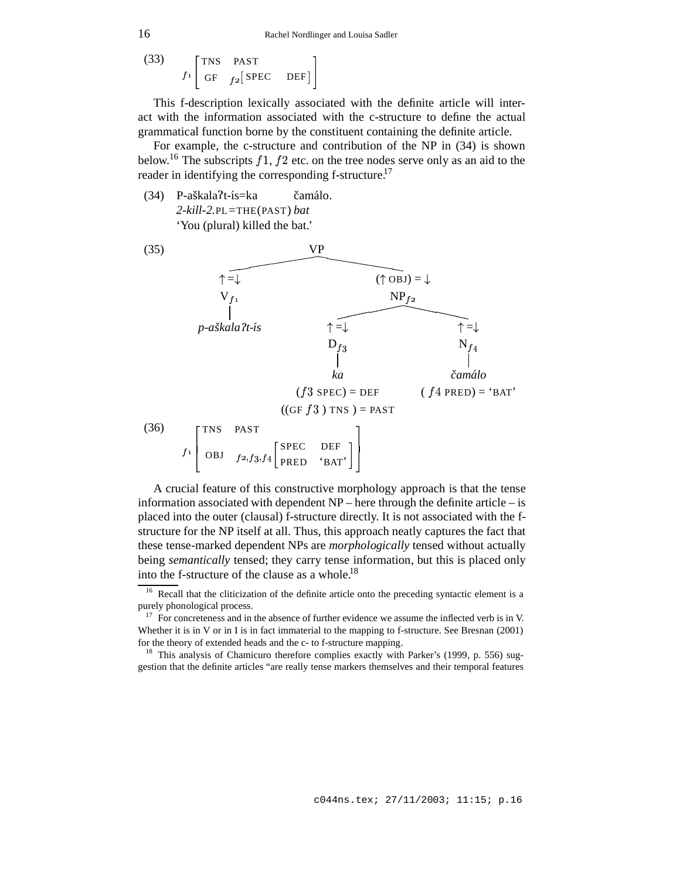(33) $f_1\begin{bmatrix}\text{TNS} & \text{PAST} \\ \text{GF} & f_2\begin{bmatrix}\text{SPEC} & \text{DEF}\end{bmatrix}\end{bmatrix}$

This f-description lexically associated with the definite article will interact with the information associated with the c-structure to define the actual grammatical function borne by the constituent containing the definite article.

For example, the c-structure and contribution of the NP in (34) is shown below.[16] The subscripts $f1$, $f2$ etc. on the tree nodes serve only as an aid to the reader in identifying the corresponding f-structure.[17]

(34) P-aškalaʔt-ís=ka čamálo.
*2-kill-2.*PL=THE(PAST) *bat*
'You (plural) killed the bat.'

(35)

```
                         VP
            _____________|_____________
           |                           |
         ↑=↓                       (↑ OBJ) = ↓
         V_f1                         NP_f2
           |                   ________|________
     p-aškalaʔt-ís            |                 |
                             ↑=↓               ↑=↓
                             D_f3              N_f4
                              |                 |
                              ka              čamálo
                     (f3 SPEC) = DEF     (f4 PRED) = 'BAT'
                    ((GF f3) TNS) = PAST
```

(36) $f_1\begin{bmatrix}\text{TNS} & \text{PAST} \\ \text{OBJ} & f_2,f_3,f_4\begin{bmatrix}\text{SPEC} & \text{DEF} \\ \text{PRED} & \text{'BAT'}\end{bmatrix}\end{bmatrix}$

A crucial feature of this constructive morphology approach is that the tense information associated with dependent NP – here through the definite article – is placed into the outer (clausal) f-structure directly. It is not associated with the f-structure for the NP itself at all. Thus, this approach neatly captures the fact that these tense-marked dependent NPs are *morphologically* tensed without actually being *semantically* tensed; they carry tense information, but this is placed only into the f-structure of the clause as a whole.[18]

---

[16] Recall that the cliticization of the definite article onto the preceding syntactic element is a purely phonological process.

[17] For concreteness and in the absence of further evidence we assume the inflected verb is in V. Whether it is in V or in I is in fact immaterial to the mapping to f-structure. See Bresnan (2001) for the theory of extended heads and the c- to f-structure mapping.

[18] This analysis of Chamicuro therefore complies exactly with Parker's (1999, p. 556) suggestion that the definite articles "are really tense markers themselves and their temporal features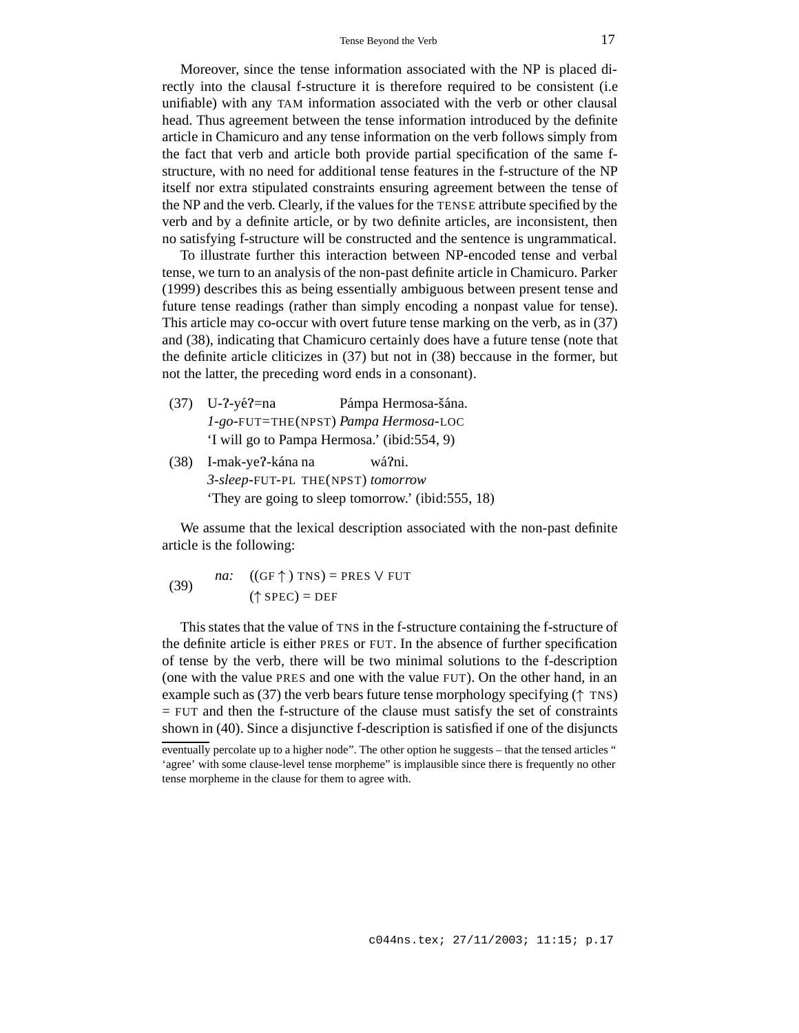Moreover, since the tense information associated with the NP is placed directly into the clausal f-structure it is therefore required to be consistent (i.e unifiable) with any TAM information associated with the verb or other clausal head. Thus agreement between the tense information introduced by the definite article in Chamicuro and any tense information on the verb follows simply from the fact that verb and article both provide partial specification of the same f-structure, with no need for additional tense features in the f-structure of the NP itself nor extra stipulated constraints ensuring agreement between the tense of the NP and the verb. Clearly, if the values for the TENSE attribute specified by the verb and by a definite article, or by two definite articles, are inconsistent, then no satisfying f-structure will be constructed and the sentence is ungrammatical.

To illustrate further this interaction between NP-encoded tense and verbal tense, we turn to an analysis of the non-past definite article in Chamicuro. Parker (1999) describes this as being essentially ambiguous between present tense and future tense readings (rather than simply encoding a nonpast value for tense). This article may co-occur with overt future tense marking on the verb, as in (37) and (38), indicating that Chamicuro certainly does have a future tense (note that the definite article cliticizes in (37) but not in (38) beccause in the former, but not the latter, the preceding word ends in a consonant).

(37) U-ʔ-yéʔ=na Pámpa Hermosa-šána.
*1-go*-FUT=THE(NPST) *Pampa Hermosa*-LOC
'I will go to Pampa Hermosa.' (ibid:554, 9)

(38) I-mak-yeʔ-kána na wáʔni.
*3-sleep*-FUT-PL THE(NPST) *tomorrow*
'They are going to sleep tomorrow.' (ibid:555, 18)

We assume that the lexical description associated with the non-past definite article is the following:

(39) *na:* ((GF ↑ ) TNS) = PRES ∨ FUT
(↑ SPEC) = DEF

This states that the value of TNS in the f-structure containing the f-structure of the definite article is either PRES or FUT. In the absence of further specification of tense by the verb, there will be two minimal solutions to the f-description (one with the value PRES and one with the value FUT). On the other hand, in an example such as (37) the verb bears future tense morphology specifying (↑ TNS) = FUT and then the f-structure of the clause must satisfy the set of constraints shown in (40). Since a disjunctive f-description is satisfied if one of the disjuncts

eventually percolate up to a higher node". The other option he suggests – that the tensed articles " 'agree' with some clause-level tense morpheme" is implausible since there is frequently no other tense morpheme in the clause for them to agree with.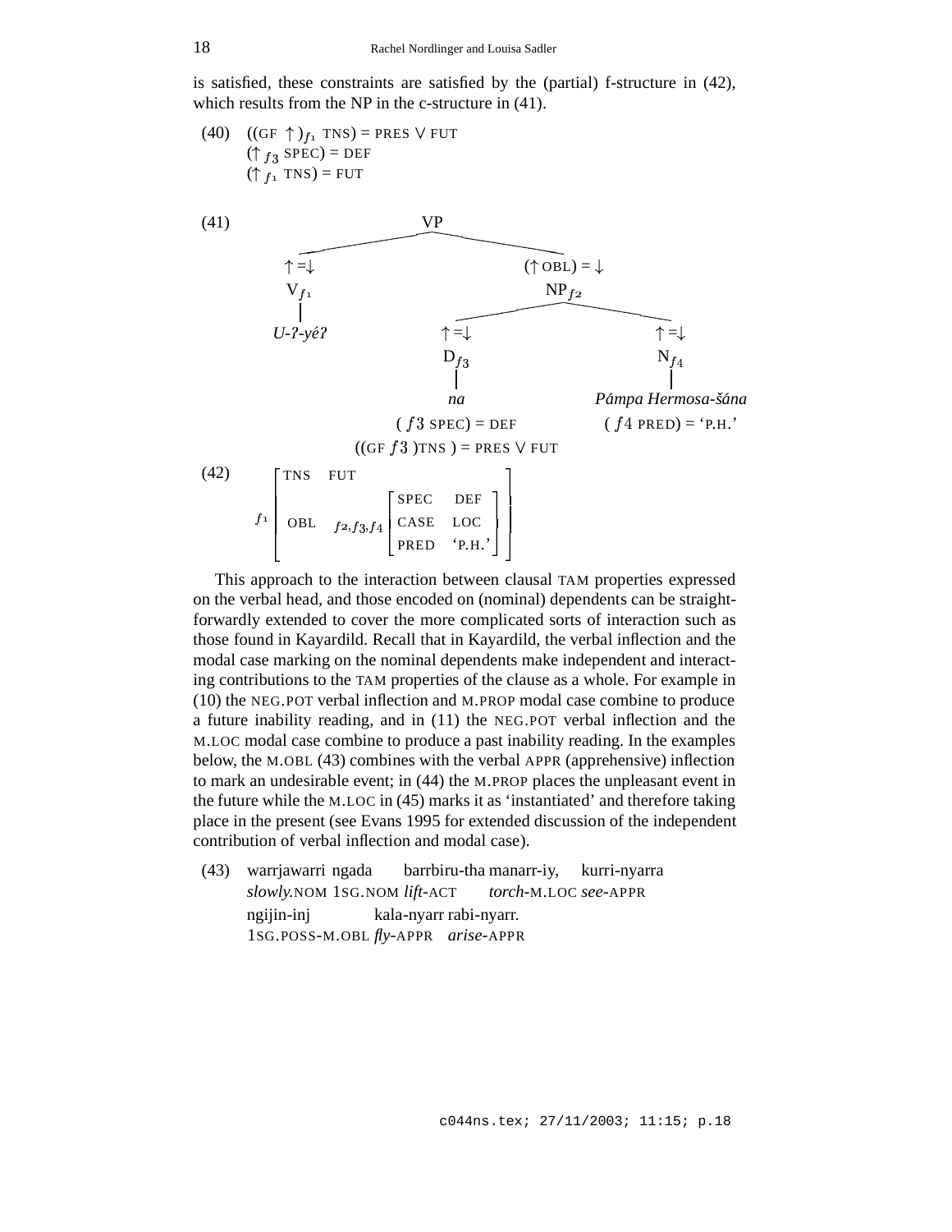is satisfied, these constraints are satisfied by the (partial) f-structure in (42), which results from the NP in the c-structure in (41).

(40) $((\text{GF} \uparrow)_{f_1}\ \text{TNS}) = \text{PRES} \vee \text{FUT}$
$(\uparrow_{f_3}\ \text{SPEC}) = \text{DEF}$
$(\uparrow_{f_1}\ \text{TNS}) = \text{FUT}$

(41)

```
                          VP
          ________________|________________
         ↑=↓                          (↑ OBL) = ↓
         V_f1                             NP_f2
          |                     ____________|____________
      U-ʔ-yéʔ                  ↑=↓                      ↑=↓
                               D_f3                     N_f4
                                |                        |
                                na               Pámpa Hermosa-šána
                       (f3 SPEC) = DEF          (f4 PRED) = 'P.H.'
                   ((GF f3 )TNS ) = PRES ∨ FUT
```

(42)

$$f_1 \begin{bmatrix} \text{TNS} & \text{FUT} \\ \text{OBL} & f_2,f_3,f_4 \begin{bmatrix} \text{SPEC} & \text{DEF} \\ \text{CASE} & \text{LOC} \\ \text{PRED} & \text{'P.H.'} \end{bmatrix} \end{bmatrix}$$

This approach to the interaction between clausal TAM properties expressed on the verbal head, and those encoded on (nominal) dependents can be straightforwardly extended to cover the more complicated sorts of interaction such as those found in Kayardild. Recall that in Kayardild, the verbal inflection and the modal case marking on the nominal dependents make independent and interacting contributions to the TAM properties of the clause as a whole. For example in (10) the NEG.POT verbal inflection and M.PROP modal case combine to produce a future inability reading, and in (11) the NEG.POT verbal inflection and the M.LOC modal case combine to produce a past inability reading. In the examples below, the M.OBL (43) combines with the verbal APPR (apprehensive) inflection to mark an undesirable event; in (44) the M.PROP places the unpleasant event in the future while the M.LOC in (45) marks it as 'instantiated' and therefore taking place in the present (see Evans 1995 for extended discussion of the independent contribution of verbal inflection and modal case).

(43) warrjawarri ngada barrbiru-tha manarr-iy, kurri-nyarra
*slowly*.NOM 1SG.NOM *lift*-ACT *torch*-M.LOC *see*-APPR
ngijin-inj kala-nyarr rabi-nyarr.
1SG.POSS-M.OBL *fly*-APPR *arise*-APPR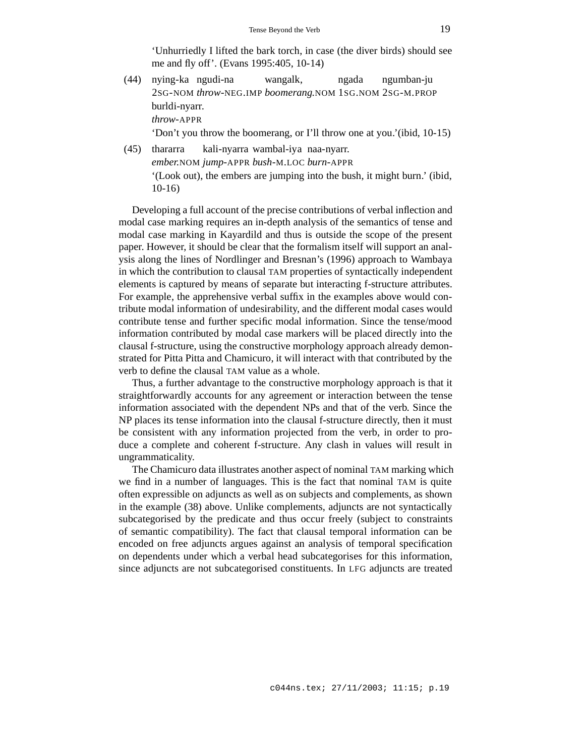'Unhurriedly I lifted the bark torch, in case (the diver birds) should see me and fly off'. (Evans 1995:405, 10-14)

(44) nying-ka ngudi-na wangalk, ngada ngumban-ju
2SG-NOM *throw*-NEG.IMP *boomerang*.NOM 1SG.NOM 2SG-M.PROP
burldi-nyarr.
*throw*-APPR
'Don't you throw the boomerang, or I'll throw one at you.'(ibid, 10-15)

(45) thararra kali-nyarra wambal-iya naa-nyarr.
*ember*.NOM *jump*-APPR *bush*-M.LOC *burn*-APPR
'(Look out), the embers are jumping into the bush, it might burn.' (ibid, 10-16)

Developing a full account of the precise contributions of verbal inflection and modal case marking requires an in-depth analysis of the semantics of tense and modal case marking in Kayardild and thus is outside the scope of the present paper. However, it should be clear that the formalism itself will support an analysis along the lines of Nordlinger and Bresnan's (1996) approach to Wambaya in which the contribution to clausal TAM properties of syntactically independent elements is captured by means of separate but interacting f-structure attributes. For example, the apprehensive verbal suffix in the examples above would contribute modal information of undesirability, and the different modal cases would contribute tense and further specific modal information. Since the tense/mood information contributed by modal case markers will be placed directly into the clausal f-structure, using the constructive morphology approach already demonstrated for Pitta Pitta and Chamicuro, it will interact with that contributed by the verb to define the clausal TAM value as a whole.

Thus, a further advantage to the constructive morphology approach is that it straightforwardly accounts for any agreement or interaction between the tense information associated with the dependent NPs and that of the verb. Since the NP places its tense information into the clausal f-structure directly, then it must be consistent with any information projected from the verb, in order to produce a complete and coherent f-structure. Any clash in values will result in ungrammaticality.

The Chamicuro data illustrates another aspect of nominal TAM marking which we find in a number of languages. This is the fact that nominal TAM is quite often expressible on adjuncts as well as on subjects and complements, as shown in the example (38) above. Unlike complements, adjuncts are not syntactically subcategorised by the predicate and thus occur freely (subject to constraints of semantic compatibility). The fact that clausal temporal information can be encoded on free adjuncts argues against an analysis of temporal specification on dependents under which a verbal head subcategorises for this information, since adjuncts are not subcategorised constituents. In LFG adjuncts are treated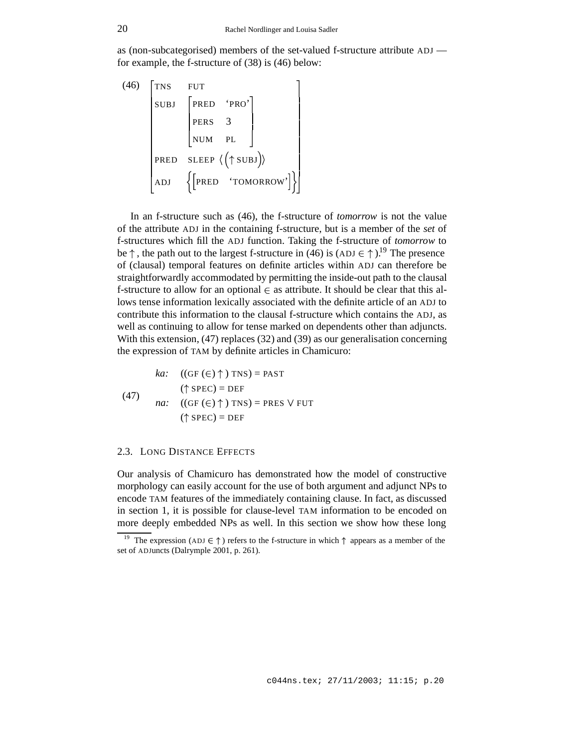as (non-subcategorised) members of the set-valued f-structure attribute ADJ — for example, the f-structure of (38) is (46) below:

(46)
$$\begin{bmatrix} \text{TNS} & \text{FUT} \\ \text{SUBJ} & \begin{bmatrix} \text{PRED} & \text{`PRO'} \\ \text{PERS} & 3 \\ \text{NUM} & \text{PL} \end{bmatrix} \\ \text{PRED} & \text{SLEEP } \langle (\uparrow \text{SUBJ}) \rangle \\ \text{ADJ} & \left\{ \begin{bmatrix} \text{PRED} & \text{`TOMORROW'} \end{bmatrix} \right\} \end{bmatrix}$$

In an f-structure such as (46), the f-structure of *tomorrow* is not the value of the attribute ADJ in the containing f-structure, but is a member of the *set* of f-structures which fill the ADJ function. Taking the f-structure of *tomorrow* to be $\uparrow$, the path out to the largest f-structure in (46) is (ADJ $\in \uparrow$).[19] The presence of (clausal) temporal features on definite articles within ADJ can therefore be straightforwardly accommodated by permitting the inside-out path to the clausal f-structure to allow for an optional $\in$ as attribute. It should be clear that this allows tense information lexically associated with the definite article of an ADJ to contribute this information to the clausal f-structure which contains the ADJ, as well as continuing to allow for tense marked on dependents other than adjuncts. With this extension, (47) replaces (32) and (39) as our generalisation concerning the expression of TAM by definite articles in Chamicuro:

(47)
*ka:* ((GF ($\in$) $\uparrow$) TNS) = PAST
($\uparrow$ SPEC) = DEF
*na:* ((GF ($\in$) $\uparrow$) TNS) = PRES $\vee$ FUT
($\uparrow$ SPEC) = DEF

### 2.3. Long Distance Effects

Our analysis of Chamicuro has demonstrated how the model of constructive morphology can easily account for the use of both argument and adjunct NPs to encode TAM features of the immediately containing clause. In fact, as discussed in section 1, it is possible for clause-level TAM information to be encoded on more deeply embedded NPs as well. In this section we show how these long

[19] The expression (ADJ $\in \uparrow$) refers to the f-structure in which $\uparrow$ appears as a member of the set of ADJuncts (Dalrymple 2001, p. 261).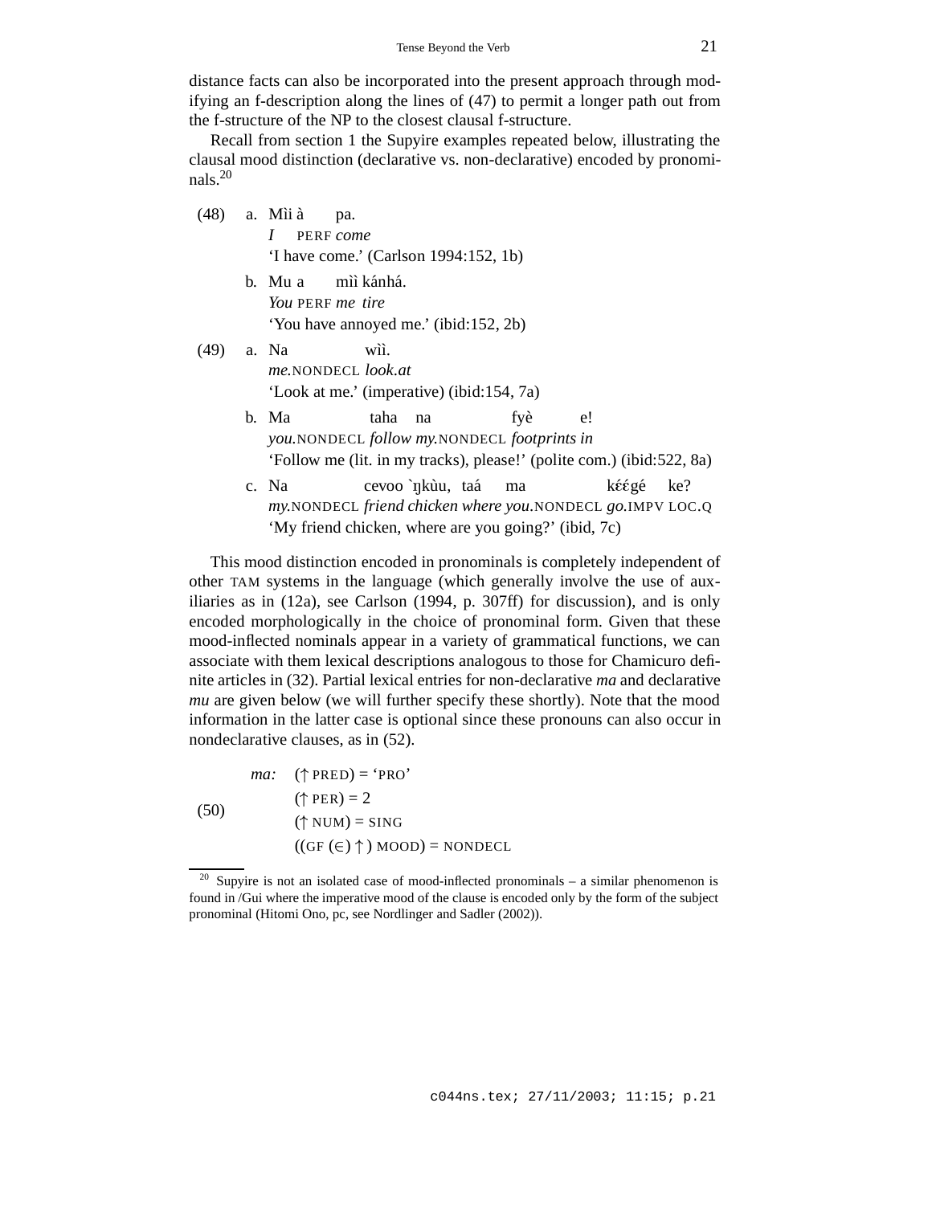distance facts can also be incorporated into the present approach through modifying an f-description along the lines of (47) to permit a longer path out from the f-structure of the NP to the closest clausal f-structure.

Recall from section 1 the Supyire examples repeated below, illustrating the clausal mood distinction (declarative vs. non-declarative) encoded by pronominals.[20]

(48) a. Mìi à pa.
*I* PERF *come*
'I have come.' (Carlson 1994:152, 1b)

b. Mu a mìì kánhá.
*You* PERF *me tire*
'You have annoyed me.' (ibid:152, 2b)

(49) a. Na wìì.
*me.*NONDECL *look.at*
'Look at me.' (imperative) (ibid:154, 7a)

b. Ma taha na fyè e!
*you.*NONDECL *follow my.*NONDECL *footprints in*
'Follow me (lit. in my tracks), please!' (polite com.) (ibid:522, 8a)

c. Na cevoo `ŋkùu, taá ma kɛ́ɛ́gé ke?
*my.*NONDECL *friend chicken where you.*NONDECL *go.*IMPV LOC.Q
'My friend chicken, where are you going?' (ibid, 7c)

This mood distinction encoded in pronominals is completely independent of other TAM systems in the language (which generally involve the use of auxiliaries as in (12a), see Carlson (1994, p. 307ff) for discussion), and is only encoded morphologically in the choice of pronominal form. Given that these mood-inflected nominals appear in a variety of grammatical functions, we can associate with them lexical descriptions analogous to those for Chamicuro definite articles in (32). Partial lexical entries for non-declarative *ma* and declarative *mu* are given below (we will further specify these shortly). Note that the mood information in the latter case is optional since these pronouns can also occur in nondeclarative clauses, as in (52).

(50) *ma:* (↑ PRED) = 'PRO'
(↑ PER) = 2
(↑ NUM) = SING
((GF (∈) ↑ ) MOOD) = NONDECL

[20] Supyire is not an isolated case of mood-inflected pronominals – a similar phenomenon is found in /Gui where the imperative mood of the clause is encoded only by the form of the subject pronominal (Hitomi Ono, pc, see Nordlinger and Sadler (2002)).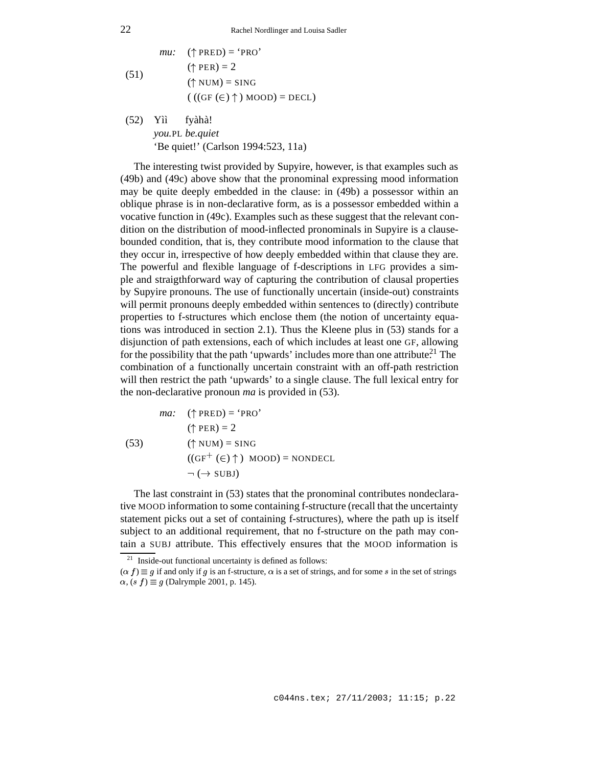(51) *mu:* $(\uparrow \text{PRED}) = \text{`PRO'}$
$(\uparrow \text{PER}) = 2$
$(\uparrow \text{NUM}) = \text{SING}$
$(((\text{GF}\ (\in)\uparrow)\ \text{MOOD}) = \text{DECL})$

(52) Yìì fyàhà!
*you.*PL *be.quiet*
'Be quiet!' (Carlson 1994:523, 11a)

The interesting twist provided by Supyire, however, is that examples such as (49b) and (49c) above show that the pronominal expressing mood information may be quite deeply embedded in the clause: in (49b) a possessor within an oblique phrase is in non-declarative form, as is a possessor embedded within a vocative function in (49c). Examples such as these suggest that the relevant condition on the distribution of mood-inflected pronominals in Supyire is a clause-bounded condition, that is, they contribute mood information to the clause that they occur in, irrespective of how deeply embedded within that clause they are. The powerful and flexible language of f-descriptions in LFG provides a simple and straigthforward way of capturing the contribution of clausal properties by Supyire pronouns. The use of functionally uncertain (inside-out) constraints will permit pronouns deeply embedded within sentences to (directly) contribute properties to f-structures which enclose them (the notion of uncertainty equations was introduced in section 2.1). Thus the Kleene plus in (53) stands for a disjunction of path extensions, each of which includes at least one GF, allowing for the possibility that the path 'upwards' includes more than one attribute.[21] The combination of a functionally uncertain constraint with an off-path restriction will then restrict the path 'upwards' to a single clause. The full lexical entry for the non-declarative pronoun *ma* is provided in (53).

(53) *ma:* $(\uparrow \text{PRED}) = \text{`PRO'}$
$(\uparrow \text{PER}) = 2$
$(\uparrow \text{NUM}) = \text{SING}$
$((\text{GF}^{+}\ (\in)\uparrow)\ \ \text{MOOD}) = \text{NONDECL}$
$\neg\ (\rightarrow \text{SUBJ})$

The last constraint in (53) states that the pronominal contributes nondeclarative MOOD information to some containing f-structure (recall that the uncertainty statement picks out a set of containing f-structures), where the path up is itself subject to an additional requirement, that no f-structure on the path may contain a SUBJ attribute. This effectively ensures that the MOOD information is

[21] Inside-out functional uncertainty is defined as follows:
$(\alpha\ f) \equiv g$ if and only if $g$ is an f-structure, $\alpha$ is a set of strings, and for some $s$ in the set of strings $\alpha$, $(s\ f) \equiv g$ (Dalrymple 2001, p. 145).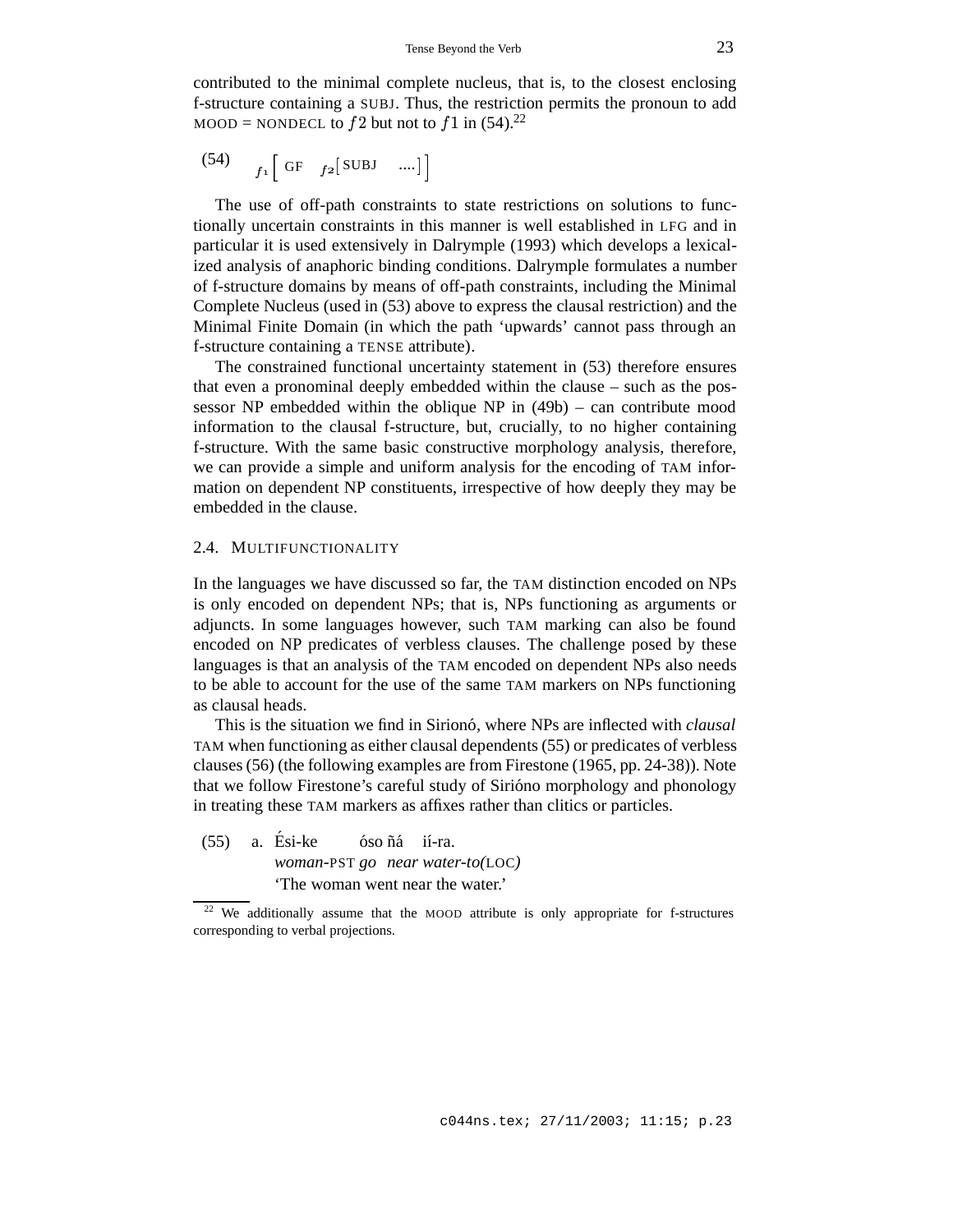contributed to the minimal complete nucleus, that is, to the closest enclosing f-structure containing a SUBJ. Thus, the restriction permits the pronoun to add MOOD = NONDECL to $f2$ but not to $f1$ in (54).[22]

(54) $_{f1}\left[ \text{GF} \quad _{f2}\left[ \text{SUBJ} \quad .... \right] \right]$

The use of off-path constraints to state restrictions on solutions to functionally uncertain constraints in this manner is well established in LFG and in particular it is used extensively in Dalrymple (1993) which develops a lexicalized analysis of anaphoric binding conditions. Dalrymple formulates a number of f-structure domains by means of off-path constraints, including the Minimal Complete Nucleus (used in (53) above to express the clausal restriction) and the Minimal Finite Domain (in which the path 'upwards' cannot pass through an f-structure containing a TENSE attribute).

The constrained functional uncertainty statement in (53) therefore ensures that even a pronominal deeply embedded within the clause – such as the possessor NP embedded within the oblique NP in (49b) – can contribute mood information to the clausal f-structure, but, crucially, to no higher containing f-structure. With the same basic constructive morphology analysis, therefore, we can provide a simple and uniform analysis for the encoding of TAM information on dependent NP constituents, irrespective of how deeply they may be embedded in the clause.

## 2.4. MULTIFUNCTIONALITY

In the languages we have discussed so far, the TAM distinction encoded on NPs is only encoded on dependent NPs; that is, NPs functioning as arguments or adjuncts. In some languages however, such TAM marking can also be found encoded on NP predicates of verbless clauses. The challenge posed by these languages is that an analysis of the TAM encoded on dependent NPs also needs to be able to account for the use of the same TAM markers on NPs functioning as clausal heads.

This is the situation we find in Sirionó, where NPs are inflected with *clausal* TAM when functioning as either clausal dependents (55) or predicates of verbless clauses (56) (the following examples are from Firestone (1965, pp. 24-38)). Note that we follow Firestone's careful study of Siriόno morphology and phonology in treating these TAM markers as affixes rather than clitics or particles.

(55) a. Ési-ke óso ñá ií-ra.
*woman*-PST *go near water-to(*LOC*)*
'The woman went near the water.'

[22] We additionally assume that the MOOD attribute is only appropriate for f-structures corresponding to verbal projections.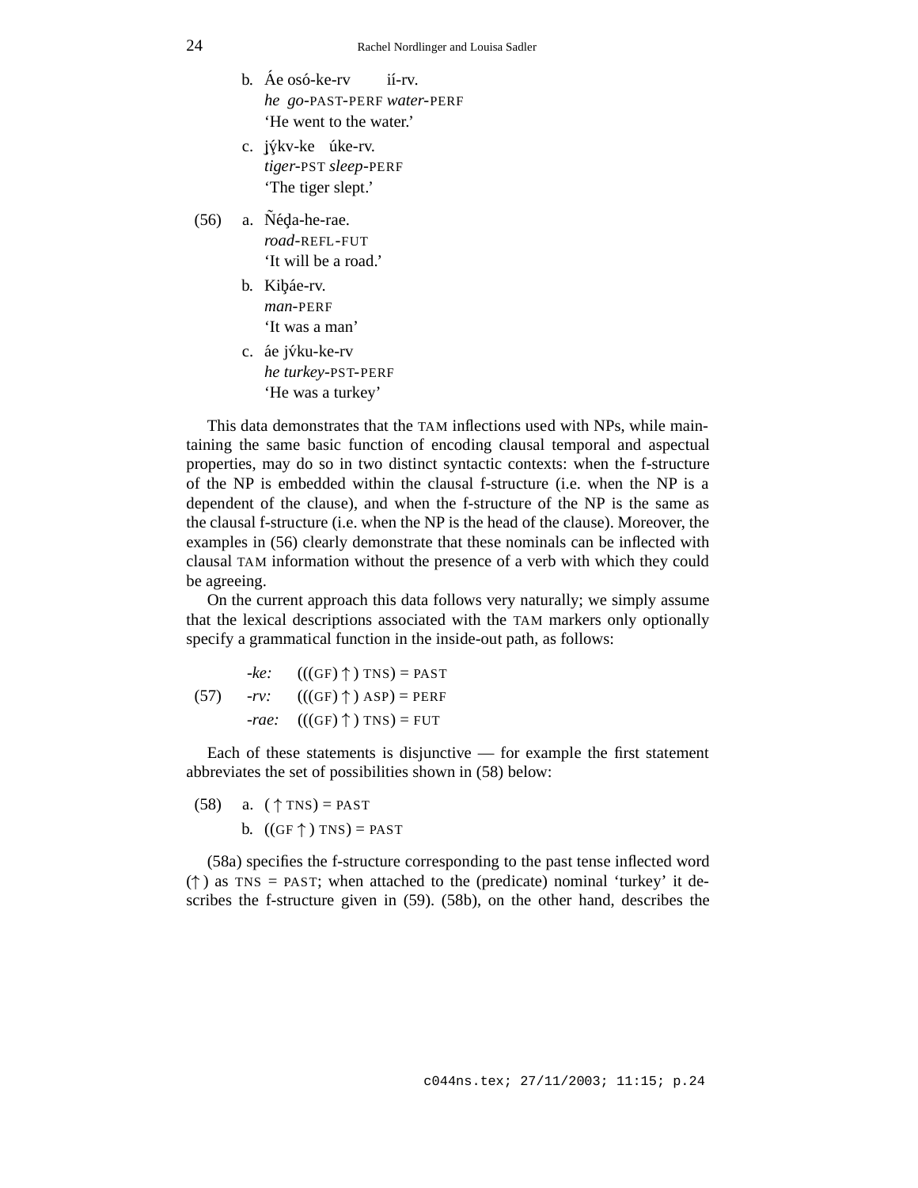b. Áe osó-ke-rv ií-rv.
*he go*-PAST-PERF *water*-PERF
'He went to the water.'

c. jý́kv-ke úke-rv.
*tiger*-PST *sleep*-PERF
'The tiger slept.'

(56) a. Ñéḓa-he-rae.
*road*-REFL-FUT
'It will be a road.'

b. Kiḇáe-rv.
*man*-PERF
'It was a man'

c. áe jv́ku-ke-rv
*he turkey*-PST-PERF
'He was a turkey'

This data demonstrates that the TAM inflections used with NPs, while maintaining the same basic function of encoding clausal temporal and aspectual properties, may do so in two distinct syntactic contexts: when the f-structure of the NP is embedded within the clausal f-structure (i.e. when the NP is a dependent of the clause), and when the f-structure of the NP is the same as the clausal f-structure (i.e. when the NP is the head of the clause). Moreover, the examples in (56) clearly demonstrate that these nominals can be inflected with clausal TAM information without the presence of a verb with which they could be agreeing.

On the current approach this data follows very naturally; we simply assume that the lexical descriptions associated with the TAM markers only optionally specify a grammatical function in the inside-out path, as follows:

(57)
*-ke:* $(((\text{GF})\uparrow)\ \text{TNS}) = \text{PAST}$
*-rv:* $(((\text{GF})\uparrow)\ \text{ASP}) = \text{PERF}$
*-rae:* $(((\text{GF})\uparrow)\ \text{TNS}) = \text{FUT}$

Each of these statements is disjunctive — for example the first statement abbreviates the set of possibilities shown in (58) below:

(58) a. $(\uparrow\ \text{TNS}) = \text{PAST}$
b. $((\text{GF}\uparrow)\ \text{TNS}) = \text{PAST}$

(58a) specifies the f-structure corresponding to the past tense inflected word ($\uparrow$) as TNS = PAST; when attached to the (predicate) nominal 'turkey' it describes the f-structure given in (59). (58b), on the other hand, describes the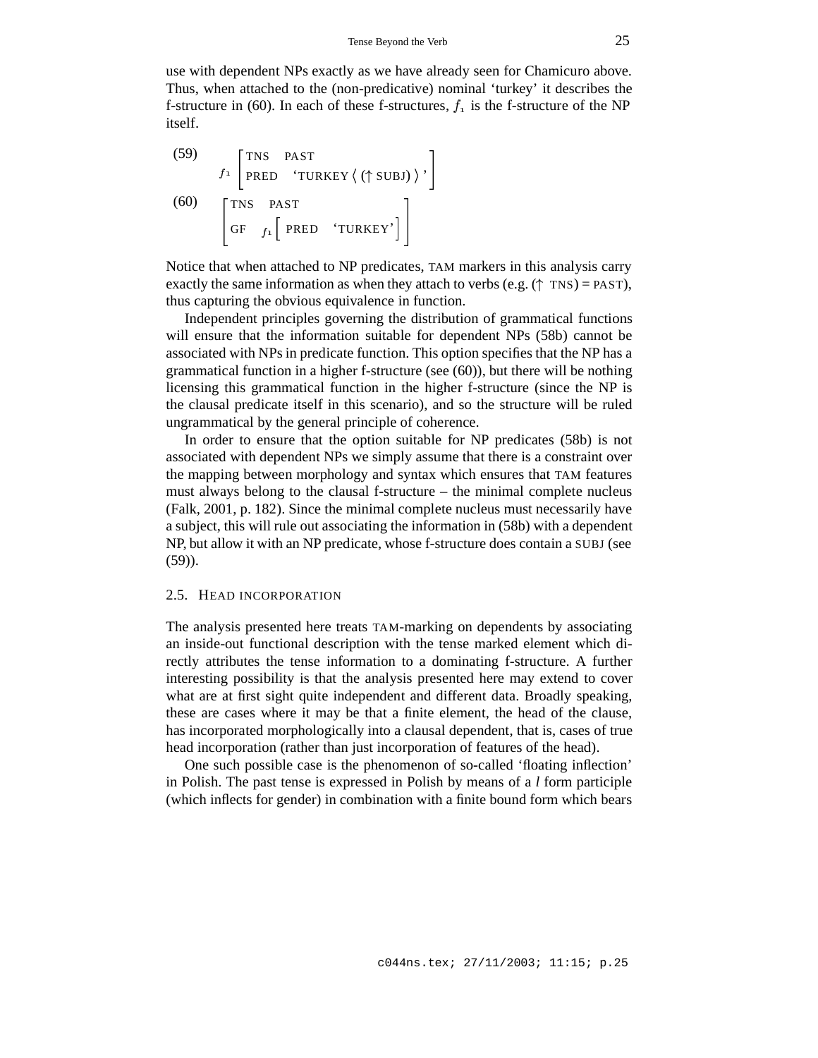use with dependent NPs exactly as we have already seen for Chamicuro above. Thus, when attached to the (non-predicative) nominal 'turkey' it describes the f-structure in (60). In each of these f-structures, $f_1$ is the f-structure of the NP itself.

(59)

$$f_1 \begin{bmatrix} \text{TNS} & \text{PAST} \\ \text{PRED} & \text{'TURKEY} \langle (\uparrow \text{SUBJ}) \rangle \text{'} \end{bmatrix}$$

(60)

$$\begin{bmatrix} \text{TNS} & \text{PAST} \\ \text{GF} & f_1 \begin{bmatrix} \text{PRED} & \text{'TURKEY'} \end{bmatrix} \end{bmatrix}$$

Notice that when attached to NP predicates, TAM markers in this analysis carry exactly the same information as when they attach to verbs (e.g. ($\uparrow$ TNS) = PAST), thus capturing the obvious equivalence in function.

Independent principles governing the distribution of grammatical functions will ensure that the information suitable for dependent NPs (58b) cannot be associated with NPs in predicate function. This option specifies that the NP has a grammatical function in a higher f-structure (see (60)), but there will be nothing licensing this grammatical function in the higher f-structure (since the NP is the clausal predicate itself in this scenario), and so the structure will be ruled ungrammatical by the general principle of coherence.

In order to ensure that the option suitable for NP predicates (58b) is not associated with dependent NPs we simply assume that there is a constraint over the mapping between morphology and syntax which ensures that TAM features must always belong to the clausal f-structure – the minimal complete nucleus (Falk, 2001, p. 182). Since the minimal complete nucleus must necessarily have a subject, this will rule out associating the information in (58b) with a dependent NP, but allow it with an NP predicate, whose f-structure does contain a SUBJ (see (59)).

## 2.5. HEAD INCORPORATION

The analysis presented here treats TAM-marking on dependents by associating an inside-out functional description with the tense marked element which directly attributes the tense information to a dominating f-structure. A further interesting possibility is that the analysis presented here may extend to cover what are at first sight quite independent and different data. Broadly speaking, these are cases where it may be that a finite element, the head of the clause, has incorporated morphologically into a clausal dependent, that is, cases of true head incorporation (rather than just incorporation of features of the head).

One such possible case is the phenomenon of so-called 'floating inflection' in Polish. The past tense is expressed in Polish by means of a *l* form participle (which inflects for gender) in combination with a finite bound form which bears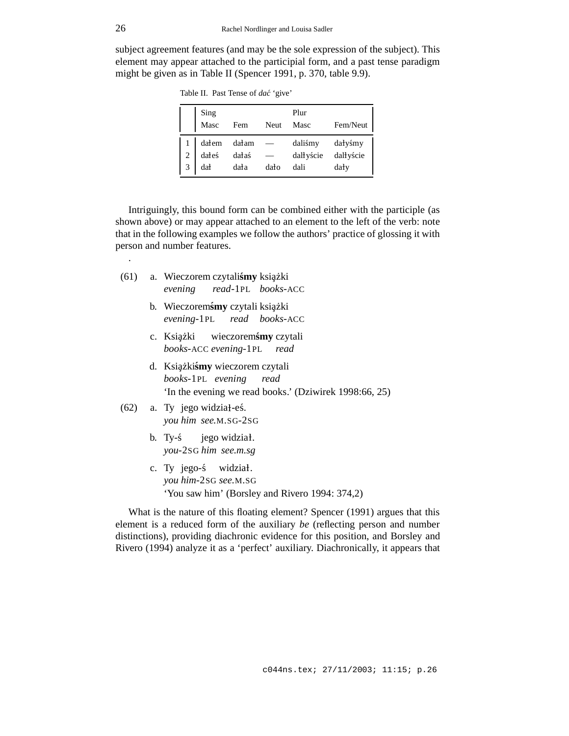subject agreement features (and may be the sole expression of the subject). This element may appear attached to the participial form, and a past tense paradigm might be given as in Table II (Spencer 1991, p. 370, table 9.9).

Table II. Past Tense of *dać* 'give'

| | Sing | | | Plur | |
|---|---|---|---|---|---|
| | Masc | Fem | Neut | Masc | Fem/Neut |
| 1 | dałem | dałam | — | daliśmy | dałyśmy |
| 2 | dałeś | dałaś | — | dałłyście | dałłyście |
| 3 | dał | dała | dało | dali | dały |

Intriguingly, this bound form can be combined either with the participle (as shown above) or may appear attached to an element to the left of the verb: note that in the following examples we follow the authors' practice of glossing it with person and number features.

.

(61) a. Wieczorem czytali**śmy** książki
*evening read*-1PL *books*-ACC

b. Wieczorem**śmy** czytali książki
*evening*-1PL *read books*-ACC

c. Książki wieczorem**śmy** czytali
*books*-ACC *evening*-1PL *read*

d. Książki**śmy** wieczorem czytali
*books*-1PL *evening read*
'In the evening we read books.' (Dziwirek 1998:66, 25)

(62) a. Ty jego widział-eś.
*you him see*.M.SG-2SG

b. Ty-ś jego widział.
*you*-2SG *him see.m.sg*

c. Ty jego-ś widział.
*you him*-2SG *see*.M.SG
'You saw him' (Borsley and Rivero 1994: 374,2)

What is the nature of this floating element? Spencer (1991) argues that this element is a reduced form of the auxiliary *be* (reflecting person and number distinctions), providing diachronic evidence for this position, and Borsley and Rivero (1994) analyze it as a 'perfect' auxiliary. Diachronically, it appears that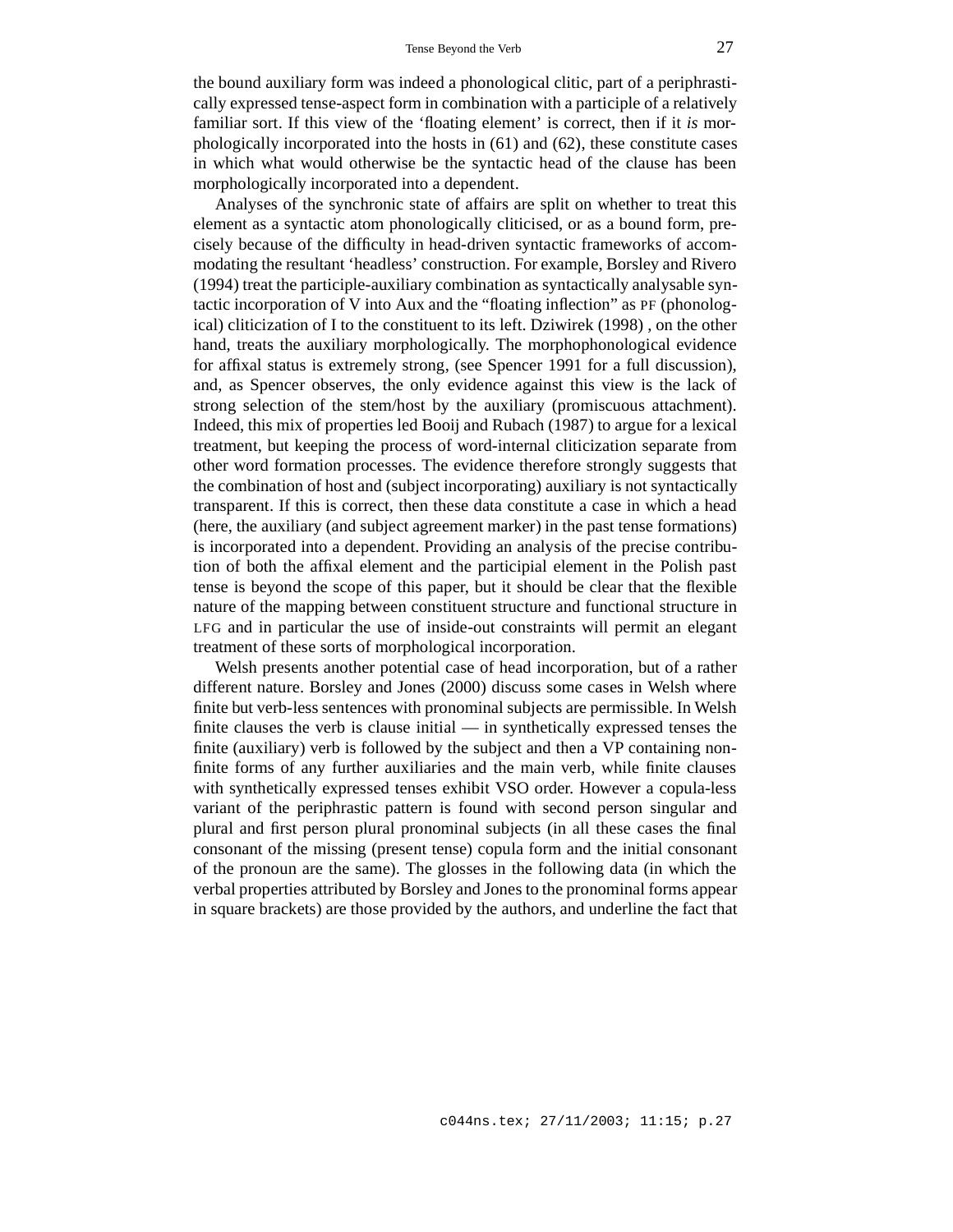the bound auxiliary form was indeed a phonological clitic, part of a periphrastically expressed tense-aspect form in combination with a participle of a relatively familiar sort. If this view of the 'floating element' is correct, then if it *is* morphologically incorporated into the hosts in (61) and (62), these constitute cases in which what would otherwise be the syntactic head of the clause has been morphologically incorporated into a dependent.

Analyses of the synchronic state of affairs are split on whether to treat this element as a syntactic atom phonologically cliticised, or as a bound form, precisely because of the difficulty in head-driven syntactic frameworks of accommodating the resultant 'headless' construction. For example, Borsley and Rivero (1994) treat the participle-auxiliary combination as syntactically analysable syntactic incorporation of V into Aux and the "floating inflection" as PF (phonological) cliticization of I to the constituent to its left. Dziwirek (1998) , on the other hand, treats the auxiliary morphologically. The morphophonological evidence for affixal status is extremely strong, (see Spencer 1991 for a full discussion), and, as Spencer observes, the only evidence against this view is the lack of strong selection of the stem/host by the auxiliary (promiscuous attachment). Indeed, this mix of properties led Booij and Rubach (1987) to argue for a lexical treatment, but keeping the process of word-internal cliticization separate from other word formation processes. The evidence therefore strongly suggests that the combination of host and (subject incorporating) auxiliary is not syntactically transparent. If this is correct, then these data constitute a case in which a head (here, the auxiliary (and subject agreement marker) in the past tense formations) is incorporated into a dependent. Providing an analysis of the precise contribution of both the affixal element and the participial element in the Polish past tense is beyond the scope of this paper, but it should be clear that the flexible nature of the mapping between constituent structure and functional structure in LFG and in particular the use of inside-out constraints will permit an elegant treatment of these sorts of morphological incorporation.

Welsh presents another potential case of head incorporation, but of a rather different nature. Borsley and Jones (2000) discuss some cases in Welsh where finite but verb-less sentences with pronominal subjects are permissible. In Welsh finite clauses the verb is clause initial — in synthetically expressed tenses the finite (auxiliary) verb is followed by the subject and then a VP containing non-finite forms of any further auxiliaries and the main verb, while finite clauses with synthetically expressed tenses exhibit VSO order. However a copula-less variant of the periphrastic pattern is found with second person singular and plural and first person plural pronominal subjects (in all these cases the final consonant of the missing (present tense) copula form and the initial consonant of the pronoun are the same). The glosses in the following data (in which the verbal properties attributed by Borsley and Jones to the pronominal forms appear in square brackets) are those provided by the authors, and underline the fact that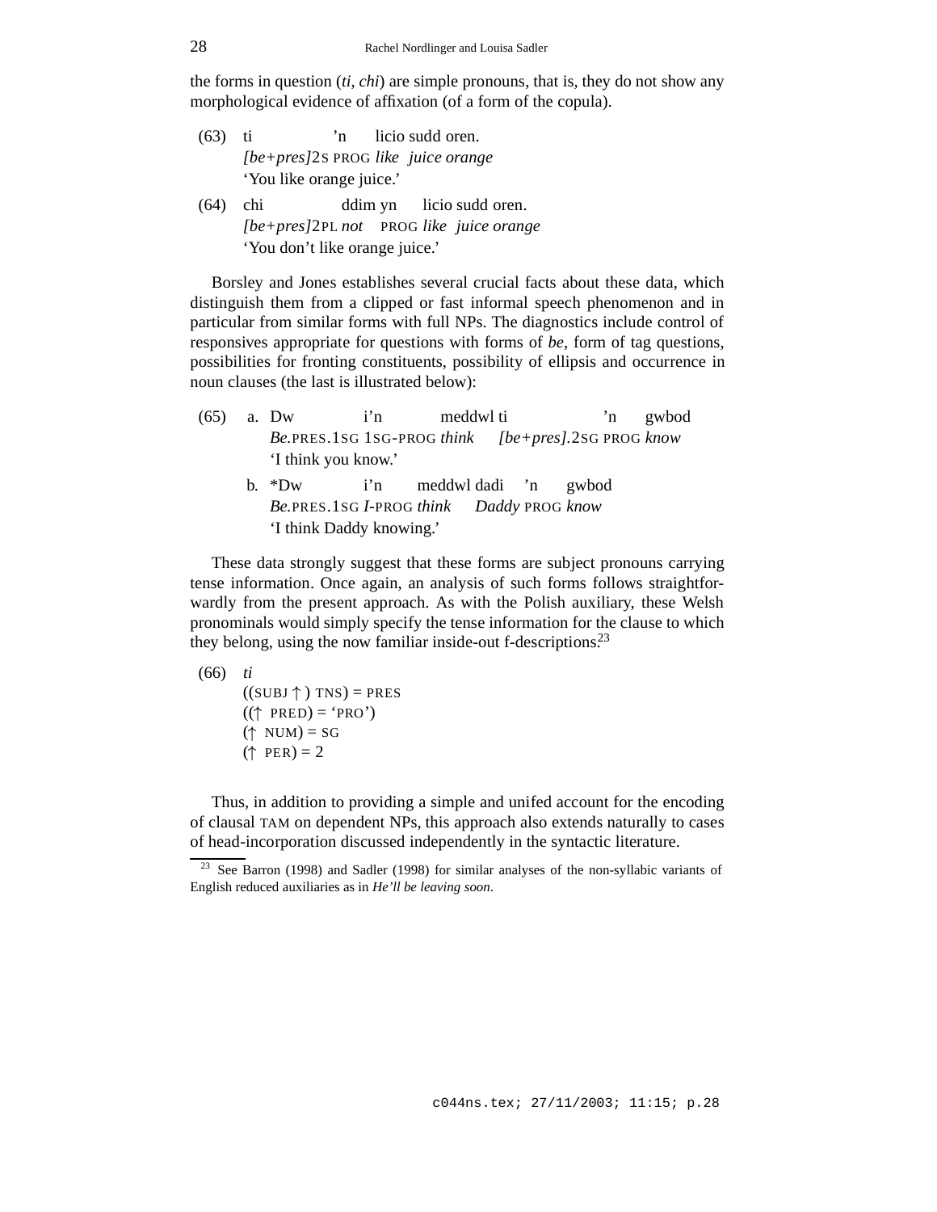the forms in question (*ti*, *chi*) are simple pronouns, that is, they do not show any morphological evidence of affixation (of a form of the copula).

(63) ti ’n licio sudd oren.
*[be+pres]*2S PROG *like juice orange*
‘You like orange juice.’

(64) chi ddim yn licio sudd oren.
*[be+pres]*2PL *not* PROG *like juice orange*
‘You don’t like orange juice.’

Borsley and Jones establishes several crucial facts about these data, which distinguish them from a clipped or fast informal speech phenomenon and in particular from similar forms with full NPs. The diagnostics include control of responsives appropriate for questions with forms of *be*, form of tag questions, possibilities for fronting constituents, possibility of ellipsis and occurrence in noun clauses (the last is illustrated below):

(65) a. Dw i’n meddwl ti ’n gwbod
*Be.*PRES.1SG 1SG-PROG *think* *[be+pres].*2SG PROG *know*
‘I think you know.’

b. *Dw i’n meddwl dadi ’n gwbod
*Be.*PRES.1SG *I*-PROG *think* *Daddy* PROG *know*
‘I think Daddy knowing.’

These data strongly suggest that these forms are subject pronouns carrying tense information. Once again, an analysis of such forms follows straightforwardly from the present approach. As with the Polish auxiliary, these Welsh pronominals would simply specify the tense information for the clause to which they belong, using the now familiar inside-out f-descriptions:[23]

(66) *ti*
((SUBJ ↑ ) TNS) = PRES
((↑ PRED) = ‘PRO’)
(↑ NUM) = SG
(↑ PER) = 2

Thus, in addition to providing a simple and unifed account for the encoding of clausal TAM on dependent NPs, this approach also extends naturally to cases of head-incorporation discussed independently in the syntactic literature.

[23] See Barron (1998) and Sadler (1998) for similar analyses of the non-syllabic variants of English reduced auxiliaries as in *He’ll be leaving soon*.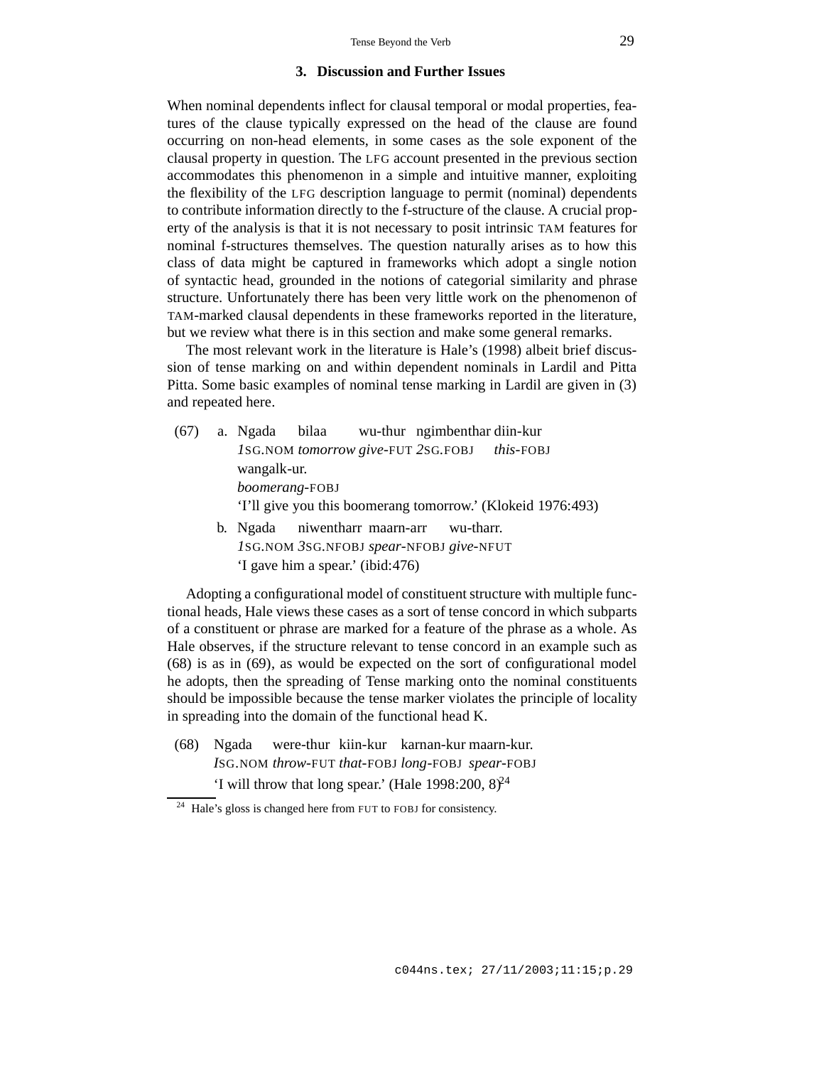## 3. Discussion and Further Issues

When nominal dependents inflect for clausal temporal or modal properties, features of the clause typically expressed on the head of the clause are found occurring on non-head elements, in some cases as the sole exponent of the clausal property in question. The LFG account presented in the previous section accommodates this phenomenon in a simple and intuitive manner, exploiting the flexibility of the LFG description language to permit (nominal) dependents to contribute information directly to the f-structure of the clause. A crucial property of the analysis is that it is not necessary to posit intrinsic TAM features for nominal f-structures themselves. The question naturally arises as to how this class of data might be captured in frameworks which adopt a single notion of syntactic head, grounded in the notions of categorial similarity and phrase structure. Unfortunately there has been very little work on the phenomenon of TAM-marked clausal dependents in these frameworks reported in the literature, but we review what there is in this section and make some general remarks.

The most relevant work in the literature is Hale's (1998) albeit brief discussion of tense marking on and within dependent nominals in Lardil and Pitta Pitta. Some basic examples of nominal tense marking in Lardil are given in (3) and repeated here.

(67) a. Ngada bilaa wu-thur ngimbenthar diin-kur
*1*SG.NOM *tomorrow give*-FUT *2*SG.FOBJ *this*-FOBJ
wangalk-ur.
*boomerang*-FOBJ
'I'll give you this boomerang tomorrow.' (Klokeid 1976:493)

b. Ngada niwentharr maarn-arr wu-tharr.
*1*SG.NOM *3*SG.NFOBJ *spear*-NFOBJ *give*-NFUT
'I gave him a spear.' (ibid:476)

Adopting a configurational model of constituent structure with multiple functional heads, Hale views these cases as a sort of tense concord in which subparts of a constituent or phrase are marked for a feature of the phrase as a whole. As Hale observes, if the structure relevant to tense concord in an example such as (68) is as in (69), as would be expected on the sort of configurational model he adopts, then the spreading of Tense marking onto the nominal constituents should be impossible because the tense marker violates the principle of locality in spreading into the domain of the functional head K.

(68) Ngada were-thur kiin-kur karnan-kur maarn-kur.
*I*SG.NOM *throw*-FUT *that*-FOBJ *long*-FOBJ *spear*-FOBJ
'I will throw that long spear.' (Hale 1998:200, 8)[24]

[24] Hale's gloss is changed here from FUT to FOBJ for consistency.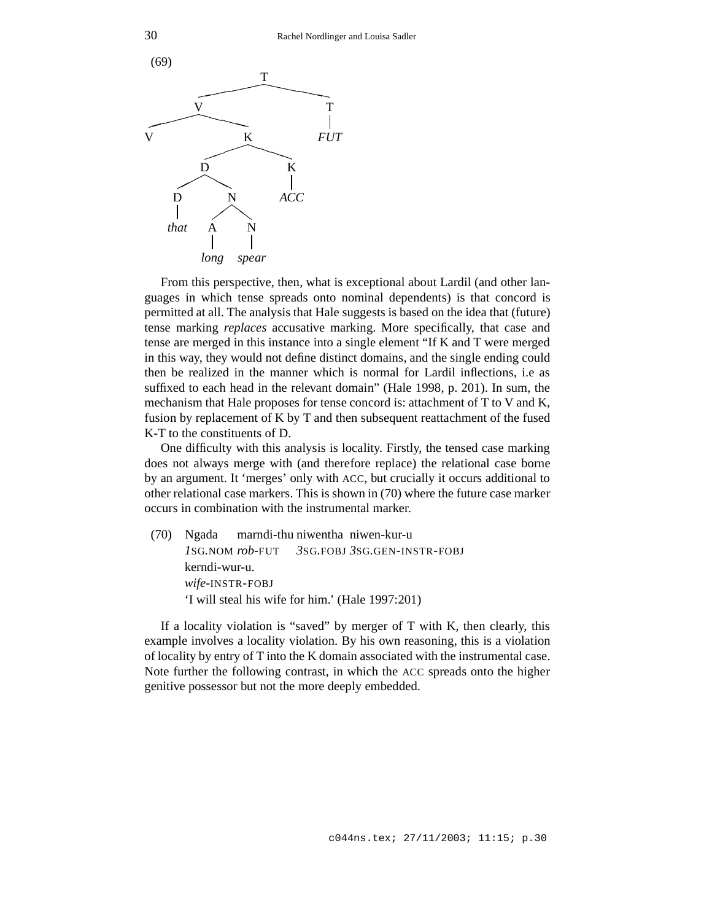(69)

```
                T
           /         \
          V           T
        /   \         |
       V     K       FUT
           /    \
          D      K
        /   \    |
       D     N   ACC
       |    / \
     that  A   N
           |   |
         long spear
```

From this perspective, then, what is exceptional about Lardil (and other languages in which tense spreads onto nominal dependents) is that concord is permitted at all. The analysis that Hale suggests is based on the idea that (future) tense marking *replaces* accusative marking. More specifically, that case and tense are merged in this instance into a single element "If K and T were merged in this way, they would not define distinct domains, and the single ending could then be realized in the manner which is normal for Lardil inflections, i.e as suffixed to each head in the relevant domain" (Hale 1998, p. 201). In sum, the mechanism that Hale proposes for tense concord is: attachment of T to V and K, fusion by replacement of K by T and then subsequent reattachment of the fused K-T to the constituents of D.

One difficulty with this analysis is locality. Firstly, the tensed case marking does not always merge with (and therefore replace) the relational case borne by an argument. It 'merges' only with ACC, but crucially it occurs additional to other relational case markers. This is shown in (70) where the future case marker occurs in combination with the instrumental marker.

(70) Ngada marndi-thu niwentha niwen-kur-u
*1*SG.NOM *rob*-FUT *3*SG.FOBJ *3*SG.GEN-INSTR-FOBJ
kerndi-wur-u.
*wife*-INSTR-FOBJ
'I will steal his wife for him.' (Hale 1997:201)

If a locality violation is "saved" by merger of T with K, then clearly, this example involves a locality violation. By his own reasoning, this is a violation of locality by entry of T into the K domain associated with the instrumental case. Note further the following contrast, in which the ACC spreads onto the higher genitive possessor but not the more deeply embedded.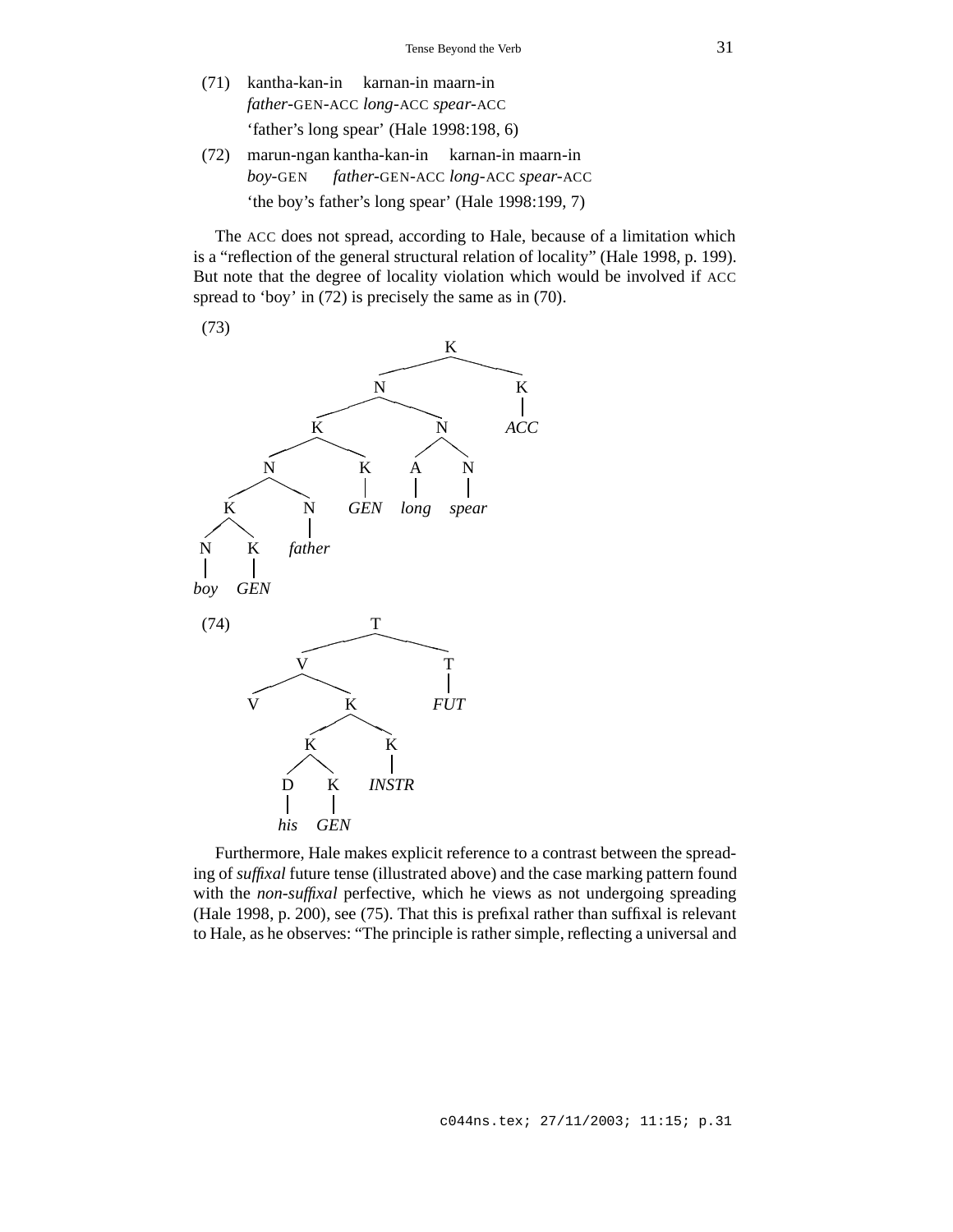(71) kantha-kan-in karnan-in maarn-in
*father*-GEN-ACC *long*-ACC *spear*-ACC
'father's long spear' (Hale 1998:198, 6)

(72) marun-ngan kantha-kan-in karnan-in maarn-in
*boy*-GEN *father*-GEN-ACC *long*-ACC *spear*-ACC
'the boy's father's long spear' (Hale 1998:199, 7)

The ACC does not spread, according to Hale, because of a limitation which is a "reflection of the general structural relation of locality" (Hale 1998, p. 199). But note that the degree of locality violation which would be involved if ACC spread to 'boy' in (72) is precisely the same as in (70).

(73)

```
[K [N [K [N [K [N boy] [K GEN]] [N father]] [K GEN]] [N [A long] [N spear]]] [K ACC]]
```

(74)

```
[T [V [V] [K [K [D his] [K GEN]] [K INSTR]]] [T FUT]]
```

Furthermore, Hale makes explicit reference to a contrast between the spreading of *suffixal* future tense (illustrated above) and the case marking pattern found with the *non-suffixal* perfective, which he views as not undergoing spreading (Hale 1998, p. 200), see (75). That this is prefixal rather than suffixal is relevant to Hale, as he observes: "The principle is rather simple, reflecting a universal and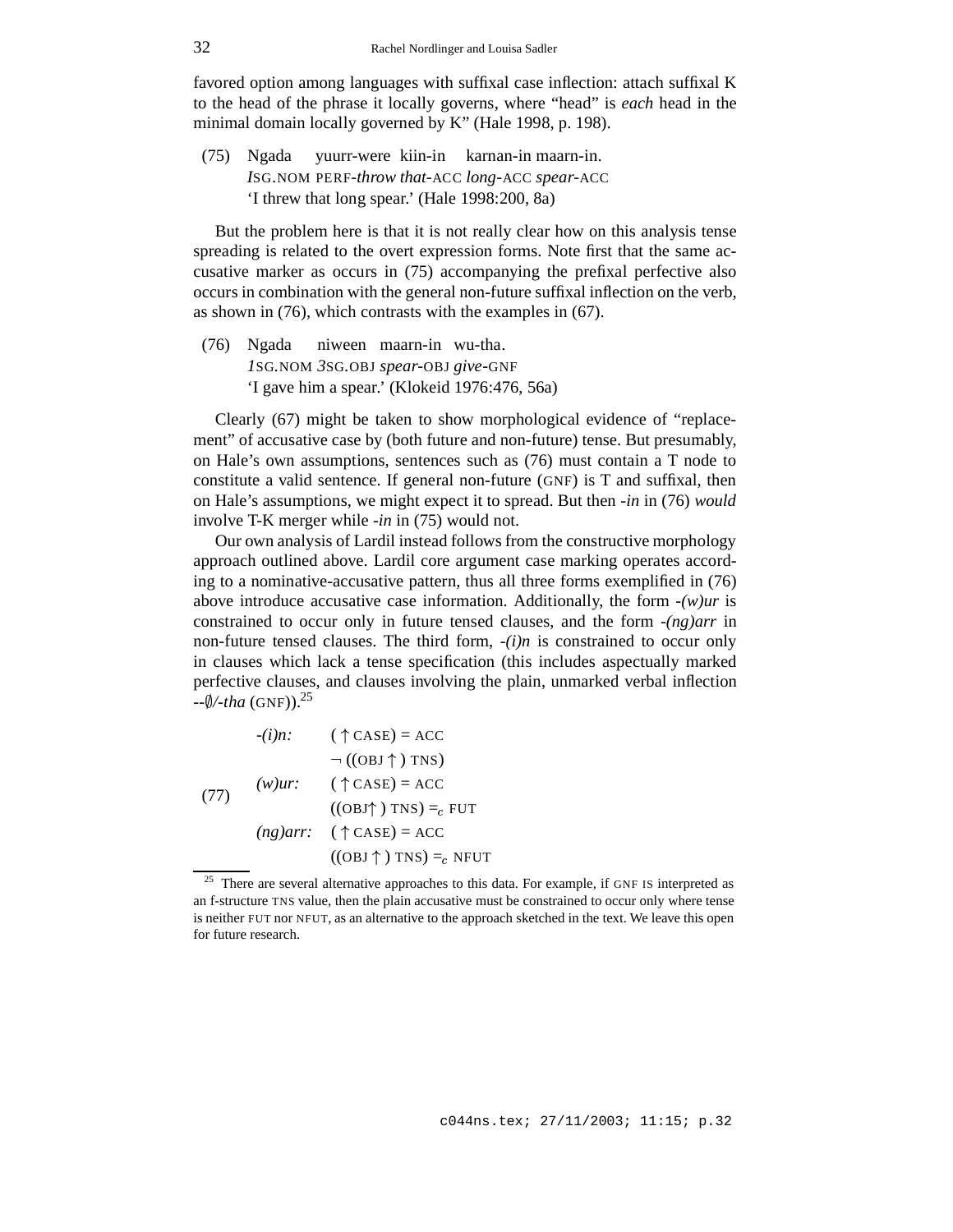favored option among languages with suffixal case inflection: attach suffixal K to the head of the phrase it locally governs, where "head" is *each* head in the minimal domain locally governed by K" (Hale 1998, p. 198).

(75) Ngada yuurr-were kiin-in karnan-in maarn-in.
*I*SG.NOM PERF-*throw that*-ACC *long*-ACC *spear*-ACC
'I threw that long spear.' (Hale 1998:200, 8a)

But the problem here is that it is not really clear how on this analysis tense spreading is related to the overt expression forms. Note first that the same accusative marker as occurs in (75) accompanying the prefixal perfective also occurs in combination with the general non-future suffixal inflection on the verb, as shown in (76), which contrasts with the examples in (67).

(76) Ngada niween maarn-in wu-tha.
*1*SG.NOM *3*SG.OBJ *spear*-OBJ *give*-GNF
'I gave him a spear.' (Klokeid 1976:476, 56a)

Clearly (67) might be taken to show morphological evidence of "replacement" of accusative case by (both future and non-future) tense. But presumably, on Hale's own assumptions, sentences such as (76) must contain a T node to constitute a valid sentence. If general non-future (GNF) is T and suffixal, then on Hale's assumptions, we might expect it to spread. But then *-in* in (76) *would* involve T-K merger while *-in* in (75) would not.

Our own analysis of Lardil instead follows from the constructive morphology approach outlined above. Lardil core argument case marking operates according to a nominative-accusative pattern, thus all three forms exemplified in (76) above introduce accusative case information. Additionally, the form *-(w)ur* is constrained to occur only in future tensed clauses, and the form *-(ng)arr* in non-future tensed clauses. The third form, *-(i)n* is constrained to occur only in clauses which lack a tense specification (this includes aspectually marked perfective clauses, and clauses involving the plain, unmarked verbal inflection *-∅/-tha* (GNF)).[25]

(77)
*-(i)n:* $(\uparrow \text{CASE}) = \text{ACC}$
$\neg\, ((\text{OBJ}\uparrow)\ \text{TNS})$
*(w)ur:* $(\uparrow \text{CASE}) = \text{ACC}$
$((\text{OBJ}\uparrow)\ \text{TNS}) =_c \text{FUT}$
*(ng)arr:* $(\uparrow \text{CASE}) = \text{ACC}$
$((\text{OBJ}\uparrow)\ \text{TNS}) =_c \text{NFUT}$

[25] There are several alternative approaches to this data. For example, if GNF IS interpreted as an f-structure TNS value, then the plain accusative must be constrained to occur only where tense is neither FUT nor NFUT, as an alternative to the approach sketched in the text. We leave this open for future research.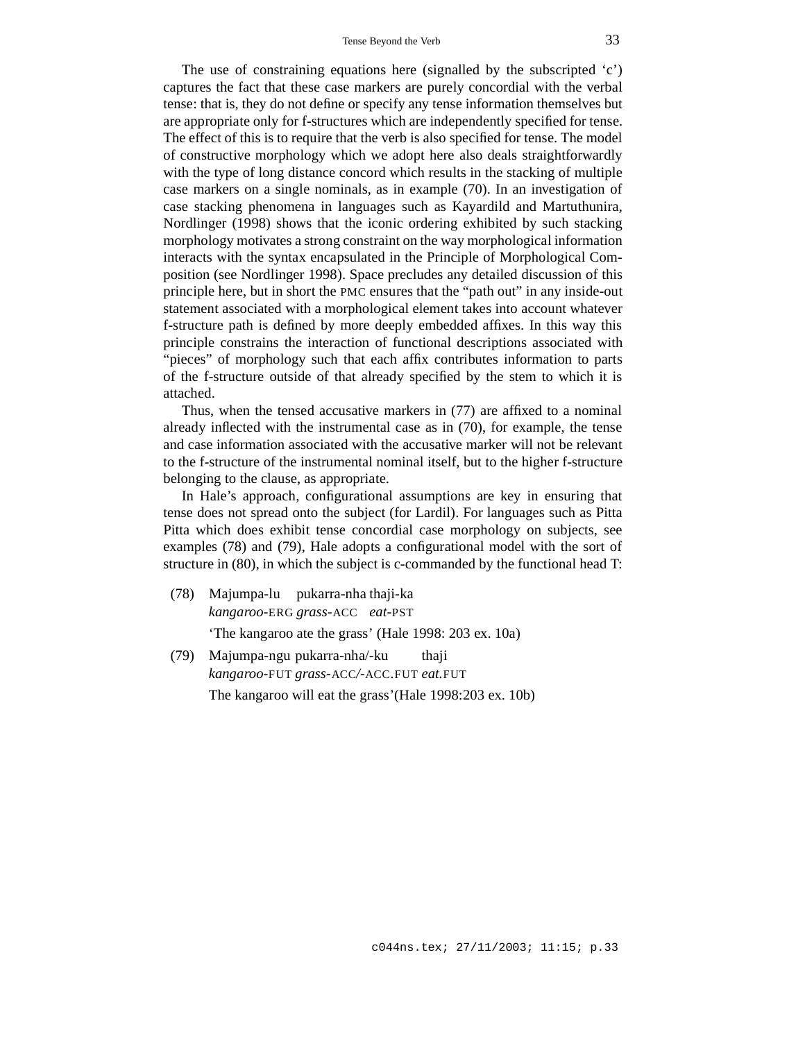The use of constraining equations here (signalled by the subscripted 'c') captures the fact that these case markers are purely concordial with the verbal tense: that is, they do not define or specify any tense information themselves but are appropriate only for f-structures which are independently specified for tense. The effect of this is to require that the verb is also specified for tense. The model of constructive morphology which we adopt here also deals straightforwardly with the type of long distance concord which results in the stacking of multiple case markers on a single nominals, as in example (70). In an investigation of case stacking phenomena in languages such as Kayardild and Martuthunira, Nordlinger (1998) shows that the iconic ordering exhibited by such stacking morphology motivates a strong constraint on the way morphological information interacts with the syntax encapsulated in the Principle of Morphological Composition (see Nordlinger 1998). Space precludes any detailed discussion of this principle here, but in short the PMC ensures that the "path out" in any inside-out statement associated with a morphological element takes into account whatever f-structure path is defined by more deeply embedded affixes. In this way this principle constrains the interaction of functional descriptions associated with "pieces" of morphology such that each affix contributes information to parts of the f-structure outside of that already specified by the stem to which it is attached.

Thus, when the tensed accusative markers in (77) are affixed to a nominal already inflected with the instrumental case as in (70), for example, the tense and case information associated with the accusative marker will not be relevant to the f-structure of the instrumental nominal itself, but to the higher f-structure belonging to the clause, as appropriate.

In Hale's approach, configurational assumptions are key in ensuring that tense does not spread onto the subject (for Lardil). For languages such as Pitta Pitta which does exhibit tense concordial case morphology on subjects, see examples (78) and (79), Hale adopts a configurational model with the sort of structure in (80), in which the subject is c-commanded by the functional head T:

(78) Majumpa-lu pukarra-nha thaji-ka
*kangaroo*-ERG *grass*-ACC *eat*-PST
'The kangaroo ate the grass' (Hale 1998: 203 ex. 10a)

(79) Majumpa-ngu pukarra-nha/-ku thaji
*kangaroo*-FUT *grass*-ACC/-ACC.FUT *eat*.FUT
The kangaroo will eat the grass'(Hale 1998:203 ex. 10b)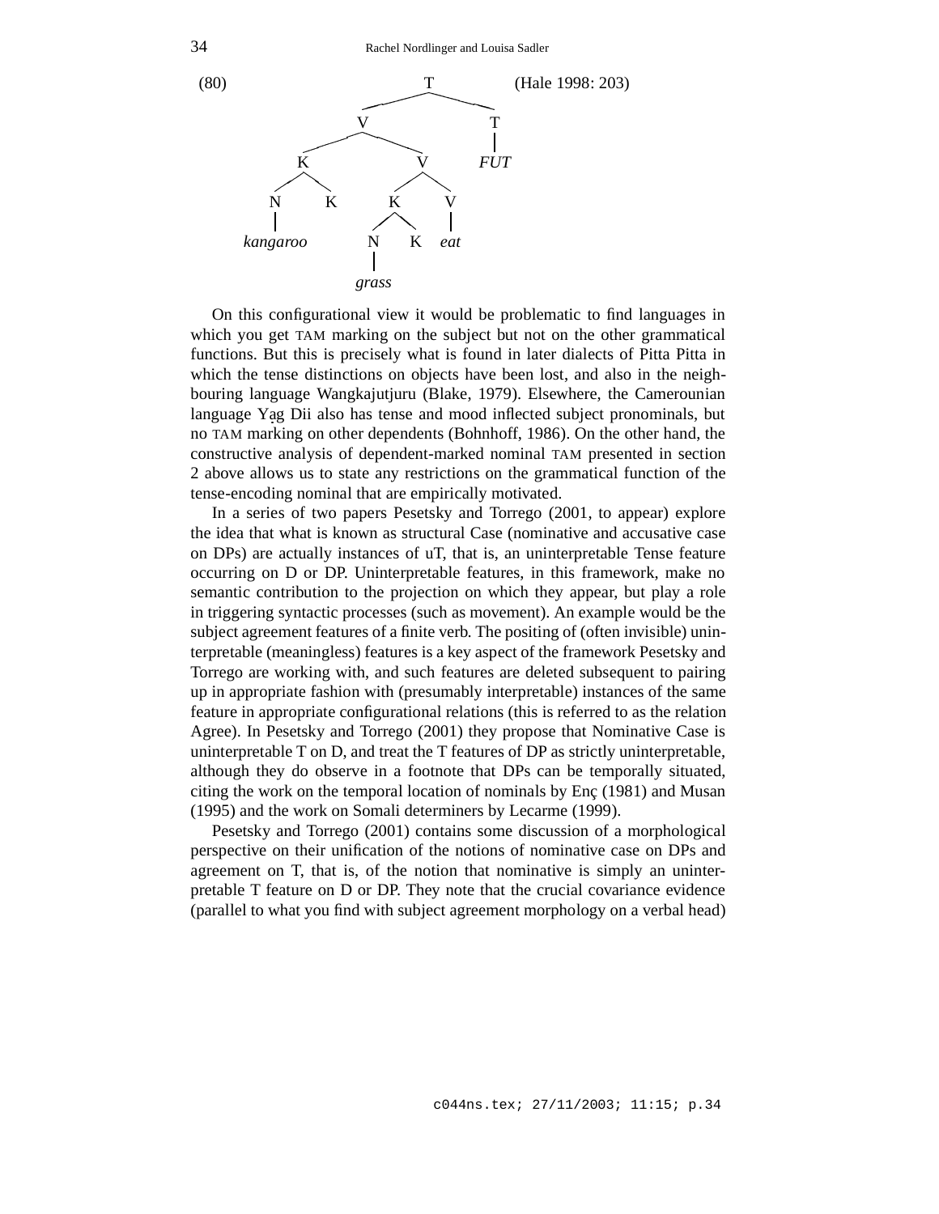(80) (Hale 1998: 203)

```
                    T
           _________|_________
          V                   T
     _____|_____              |
    K           V            FUT
   _|_       ___|___
  N   K     K       V
  |        _|_      |
kangaroo  N   K    eat
          |
        grass
```

On this configurational view it would be problematic to find languages in which you get TAM marking on the subject but not on the other grammatical functions. But this is precisely what is found in later dialects of Pitta Pitta in which the tense distinctions on objects have been lost, and also in the neighbouring language Wangkajutjuru (Blake, 1979). Elsewhere, the Camerounian language Yag̣ Dii also has tense and mood inflected subject pronominals, but no TAM marking on other dependents (Bohnhoff, 1986). On the other hand, the constructive analysis of dependent-marked nominal TAM presented in section 2 above allows us to state any restrictions on the grammatical function of the tense-encoding nominal that are empirically motivated.

In a series of two papers Pesetsky and Torrego (2001, to appear) explore the idea that what is known as structural Case (nominative and accusative case on DPs) are actually instances of uT, that is, an uninterpretable Tense feature occurring on D or DP. Uninterpretable features, in this framework, make no semantic contribution to the projection on which they appear, but play a role in triggering syntactic processes (such as movement). An example would be the subject agreement features of a finite verb. The positing of (often invisible) uninterpretable (meaningless) features is a key aspect of the framework Pesetsky and Torrego are working with, and such features are deleted subsequent to pairing up in appropriate fashion with (presumably interpretable) instances of the same feature in appropriate configurational relations (this is referred to as the relation Agree). In Pesetsky and Torrego (2001) they propose that Nominative Case is uninterpretable T on D, and treat the T features of DP as strictly uninterpretable, although they do observe in a footnote that DPs can be temporally situated, citing the work on the temporal location of nominals by Enç (1981) and Musan (1995) and the work on Somali determiners by Lecarme (1999).

Pesetsky and Torrego (2001) contains some discussion of a morphological perspective on their unification of the notions of nominative case on DPs and agreement on T, that is, of the notion that nominative is simply an uninterpretable T feature on D or DP. They note that the crucial covariance evidence (parallel to what you find with subject agreement morphology on a verbal head)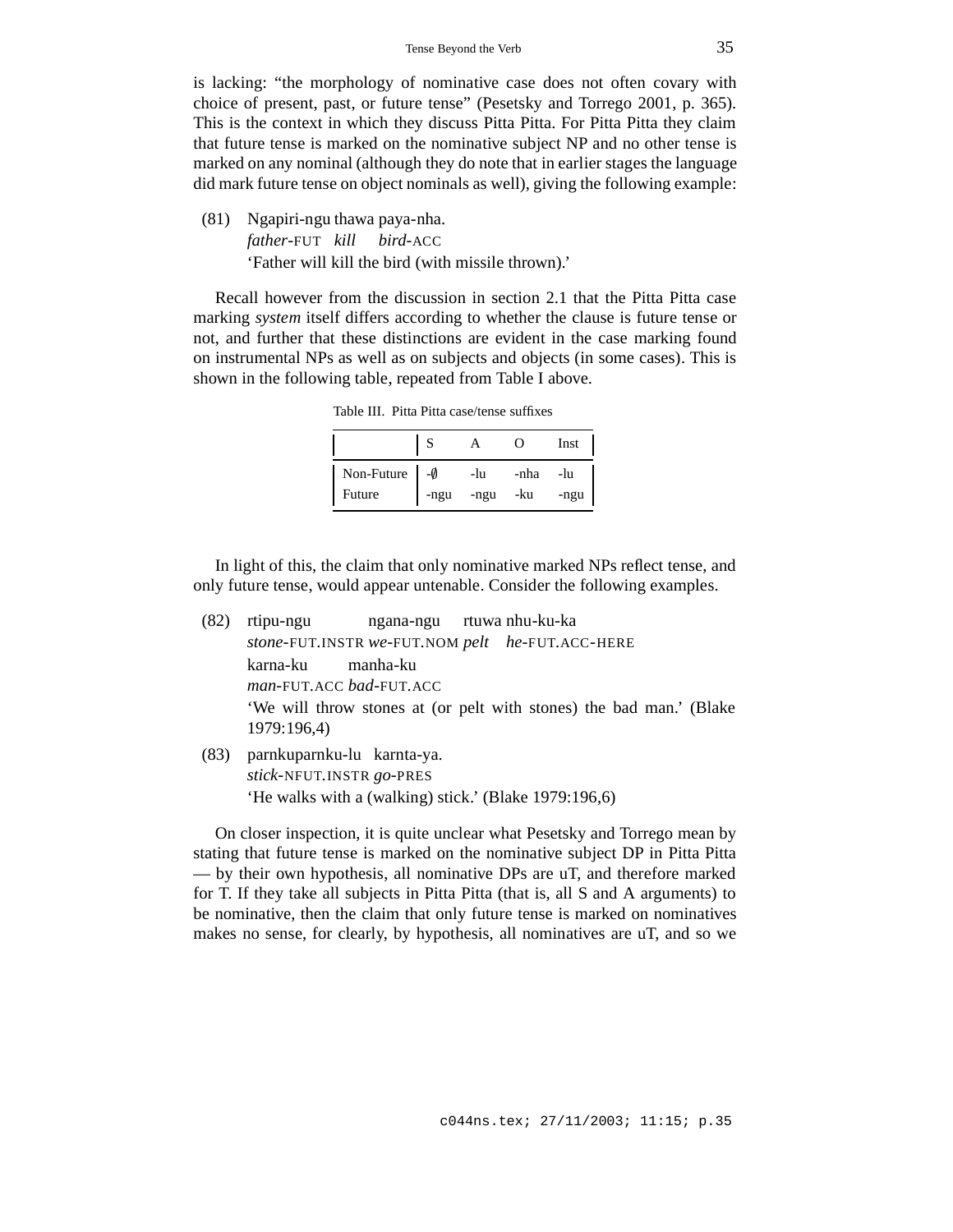is lacking: "the morphology of nominative case does not often covary with choice of present, past, or future tense" (Pesetsky and Torrego 2001, p. 365). This is the context in which they discuss Pitta Pitta. For Pitta Pitta they claim that future tense is marked on the nominative subject NP and no other tense is marked on any nominal (although they do note that in earlier stages the language did mark future tense on object nominals as well), giving the following example:

(81) Ngapiri-ngu thawa paya-nha.
*father*-FUT *kill* *bird*-ACC
'Father will kill the bird (with missile thrown).'

Recall however from the discussion in section 2.1 that the Pitta Pitta case marking *system* itself differs according to whether the clause is future tense or not, and further that these distinctions are evident in the case marking found on instrumental NPs as well as on subjects and objects (in some cases). This is shown in the following table, repeated from Table I above.

Table III. Pitta Pitta case/tense suffixes

| | S | A | O | Inst |
|---|---|---|---|---|
| Non-Future | -∅ | -lu | -nha | -lu |
| Future | -ngu | -ngu | -ku | -ngu |

In light of this, the claim that only nominative marked NPs reflect tense, and only future tense, would appear untenable. Consider the following examples.

(82) rtipu-ngu ngana-ngu rtuwa nhu-ku-ka
*stone*-FUT.INSTR *we*-FUT.NOM *pelt* *he*-FUT.ACC-HERE
karna-ku manha-ku
*man*-FUT.ACC *bad*-FUT.ACC
'We will throw stones at (or pelt with stones) the bad man.' (Blake 1979:196,4)

(83) parnkuparnku-lu karnta-ya.
*stick*-NFUT.INSTR *go*-PRES
'He walks with a (walking) stick.' (Blake 1979:196,6)

On closer inspection, it is quite unclear what Pesetsky and Torrego mean by stating that future tense is marked on the nominative subject DP in Pitta Pitta — by their own hypothesis, all nominative DPs are uT, and therefore marked for T. If they take all subjects in Pitta Pitta (that is, all S and A arguments) to be nominative, then the claim that only future tense is marked on nominatives makes no sense, for clearly, by hypothesis, all nominatives are uT, and so we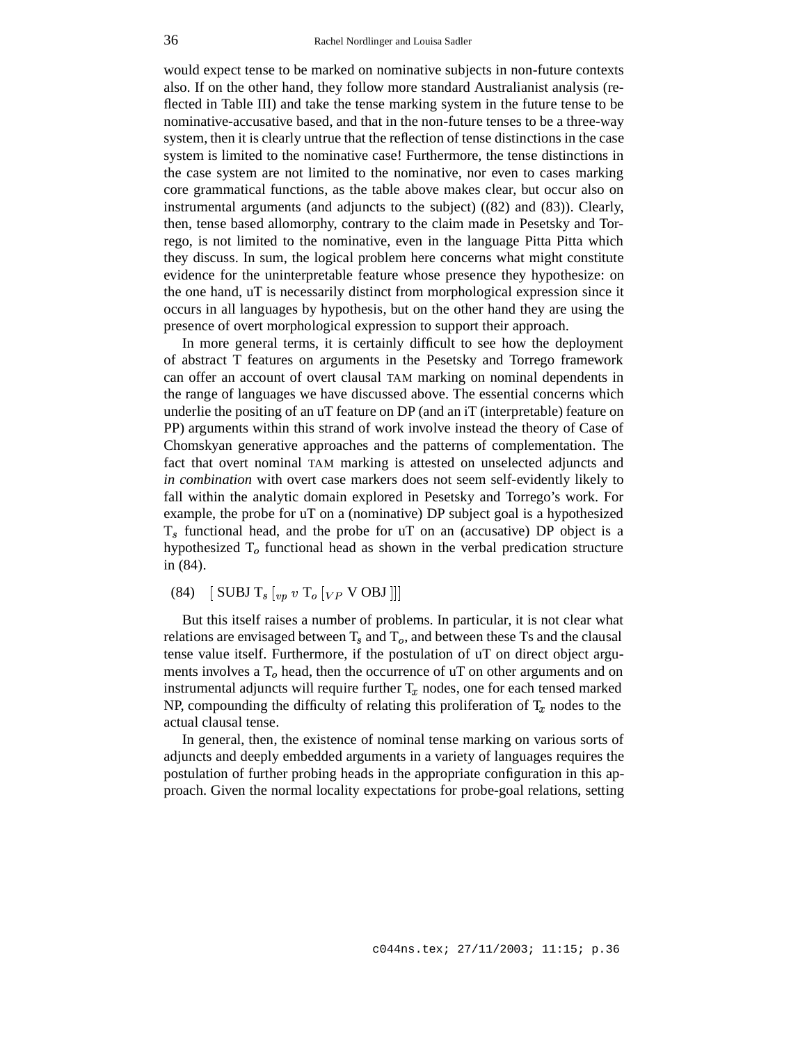would expect tense to be marked on nominative subjects in non-future contexts also. If on the other hand, they follow more standard Australianist analysis (reflected in Table III) and take the tense marking system in the future tense to be nominative-accusative based, and that in the non-future tenses to be a three-way system, then it is clearly untrue that the reflection of tense distinctions in the case system is limited to the nominative case! Furthermore, the tense distinctions in the case system are not limited to the nominative, nor even to cases marking core grammatical functions, as the table above makes clear, but occur also on instrumental arguments (and adjuncts to the subject) ((82) and (83)). Clearly, then, tense based allomorphy, contrary to the claim made in Pesetsky and Torrego, is not limited to the nominative, even in the language Pitta Pitta which they discuss. In sum, the logical problem here concerns what might constitute evidence for the uninterpretable feature whose presence they hypothesize: on the one hand, uT is necessarily distinct from morphological expression since it occurs in all languages by hypothesis, but on the other hand they are using the presence of overt morphological expression to support their approach.

In more general terms, it is certainly difficult to see how the deployment of abstract T features on arguments in the Pesetsky and Torrego framework can offer an account of overt clausal TAM marking on nominal dependents in the range of languages we have discussed above. The essential concerns which underlie the positing of an uT feature on DP (and an iT (interpretable) feature on PP) arguments within this strand of work involve instead the theory of Case of Chomskyan generative approaches and the patterns of complementation. The fact that overt nominal TAM marking is attested on unselected adjuncts and *in combination* with overt case markers does not seem self-evidently likely to fall within the analytic domain explored in Pesetsky and Torrego's work. For example, the probe for uT on a (nominative) DP subject goal is a hypothesized $T_s$ functional head, and the probe for uT on an (accusative) DP object is a hypothesized $T_o$ functional head as shown in the verbal predication structure in (84).

(84) $[$ SUBJ $T_s$ $[_{vp}$ $v$ $T_o$ $[_{VP}$ V OBJ $]]]$

But this itself raises a number of problems. In particular, it is not clear what relations are envisaged between $T_s$ and $T_o$, and between these Ts and the clausal tense value itself. Furthermore, if the postulation of uT on direct object arguments involves a $T_o$ head, then the occurrence of uT on other arguments and on instrumental adjuncts will require further $T_x$ nodes, one for each tensed marked NP, compounding the difficulty of relating this proliferation of $T_x$ nodes to the actual clausal tense.

In general, then, the existence of nominal tense marking on various sorts of adjuncts and deeply embedded arguments in a variety of languages requires the postulation of further probing heads in the appropriate configuration in this approach. Given the normal locality expectations for probe-goal relations, setting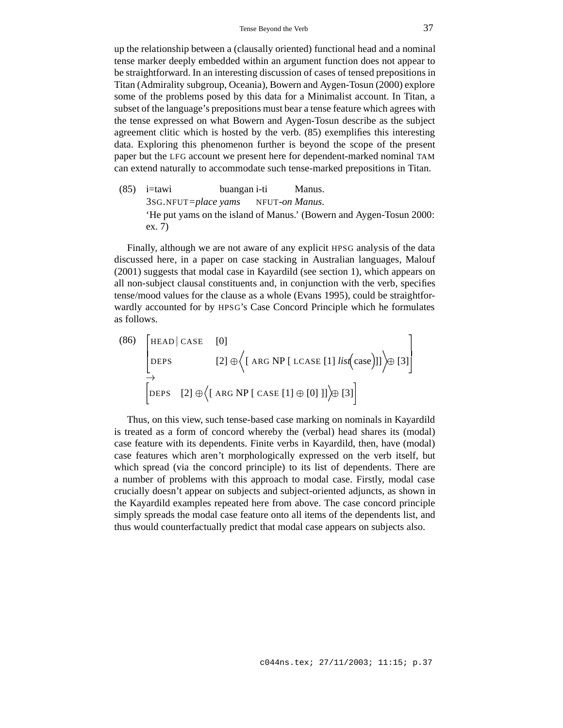up the relationship between a (clausally oriented) functional head and a nominal tense marker deeply embedded within an argument function does not appear to be straightforward. In an interesting discussion of cases of tensed prepositions in Titan (Admirality subgroup, Oceania), Bowern and Aygen-Tosun (2000) explore some of the problems posed by this data for a Minimalist account. In Titan, a subset of the language's prepositions must bear a tense feature which agrees with the tense expressed on what Bowern and Aygen-Tosun describe as the subject agreement clitic which is hosted by the verb. (85) exemplifies this interesting data. Exploring this phenomenon further is beyond the scope of the present paper but the LFG account we present here for dependent-marked nominal TAM can extend naturally to accommodate such tense-marked prepositions in Titan.

(85) i=tawi buangan i-ti Manus.
3SG.NFUT=*place yams* NFUT-*on Manus.*
'He put yams on the island of Manus.' (Bowern and Aygen-Tosun 2000: ex. 7)

Finally, although we are not aware of any explicit HPSG analysis of the data discussed here, in a paper on case stacking in Australian languages, Malouf (2001) suggests that modal case in Kayardild (see section 1), which appears on all non-subject clausal constituents and, in conjunction with the verb, specifies tense/mood values for the clause as a whole (Evans 1995), could be straightforwardly accounted for by HPSG's Case Concord Principle which he formulates as follows.

(86)
$$\begin{bmatrix} \text{HEAD} \mid \text{CASE} & [0] \\ \text{DEPS} & [2] \oplus \Big\langle [\ \text{ARG NP}\ [\ \text{LCASE}\ [1]\ \textit{list}\big(\text{case}\big)]] \Big\rangle \oplus [3] \end{bmatrix}$$
$$\rightarrow$$
$$\begin{bmatrix} \text{DEPS} & [2] \oplus \Big\langle [\ \text{ARG NP}\ [\ \text{CASE}\ [1] \oplus [0]\ ]] \Big\rangle \oplus [3] \end{bmatrix}$$

Thus, on this view, such tense-based case marking on nominals in Kayardild is treated as a form of concord whereby the (verbal) head shares its (modal) case feature with its dependents. Finite verbs in Kayardild, then, have (modal) case features which aren't morphologically expressed on the verb itself, but which spread (via the concord principle) to its list of dependents. There are a number of problems with this approach to modal case. Firstly, modal case crucially doesn't appear on subjects and subject-oriented adjuncts, as shown in the Kayardild examples repeated here from above. The case concord principle simply spreads the modal case feature onto all items of the dependents list, and thus would counterfactually predict that modal case appears on subjects also.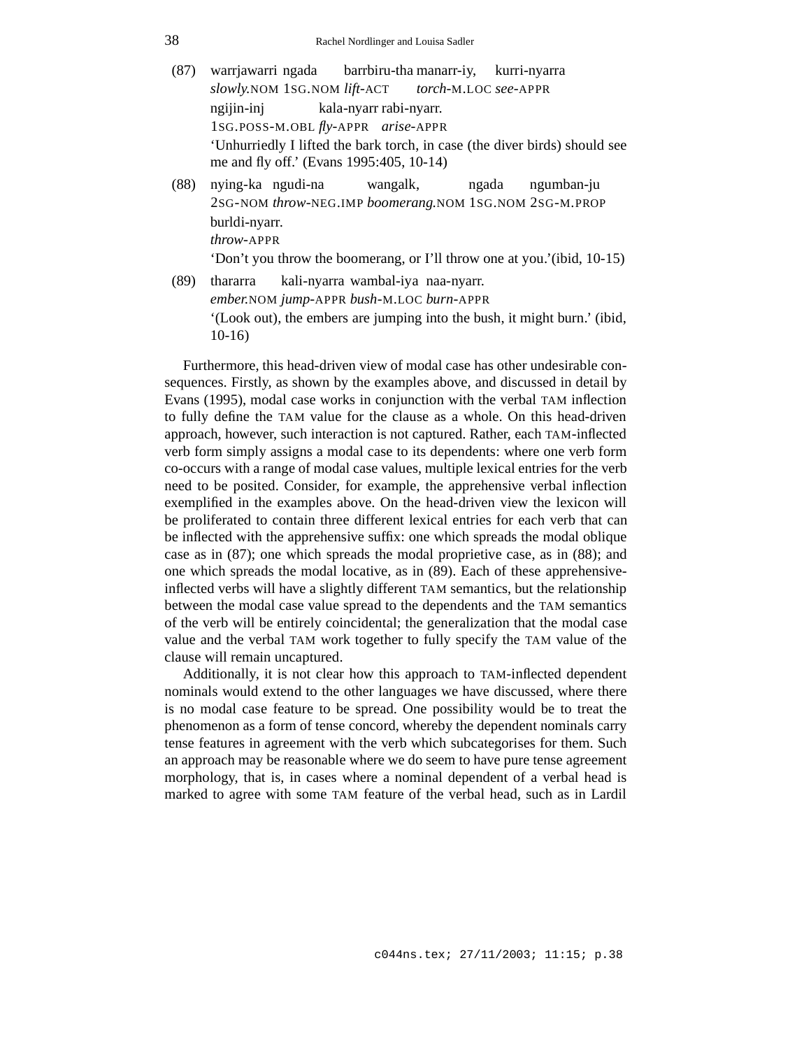(87) warrjawarri ngada barrbiru-tha manarr-iy, kurri-nyarra
*slowly*.NOM 1SG.NOM *lift*-ACT *torch*-M.LOC *see*-APPR
ngijin-inj kala-nyarr rabi-nyarr.
1SG.POSS-M.OBL *fly*-APPR *arise*-APPR
'Unhurriedly I lifted the bark torch, in case (the diver birds) should see me and fly off.' (Evans 1995:405, 10-14)

(88) nying-ka ngudi-na wangalk, ngada ngumban-ju
2SG-NOM *throw*-NEG.IMP *boomerang*.NOM 1SG.NOM 2SG-M.PROP
burldi-nyarr.
*throw*-APPR
'Don't you throw the boomerang, or I'll throw one at you.'(ibid, 10-15)

(89) thararra kali-nyarra wambal-iya naa-nyarr.
*ember*.NOM *jump*-APPR *bush*-M.LOC *burn*-APPR
'(Look out), the embers are jumping into the bush, it might burn.' (ibid, 10-16)

Furthermore, this head-driven view of modal case has other undesirable consequences. Firstly, as shown by the examples above, and discussed in detail by Evans (1995), modal case works in conjunction with the verbal TAM inflection to fully define the TAM value for the clause as a whole. On this head-driven approach, however, such interaction is not captured. Rather, each TAM-inflected verb form simply assigns a modal case to its dependents: where one verb form co-occurs with a range of modal case values, multiple lexical entries for the verb need to be posited. Consider, for example, the apprehensive verbal inflection exemplified in the examples above. On the head-driven view the lexicon will be proliferated to contain three different lexical entries for each verb that can be inflected with the apprehensive suffix: one which spreads the modal oblique case as in (87); one which spreads the modal proprietive case, as in (88); and one which spreads the modal locative, as in (89). Each of these apprehensive-inflected verbs will have a slightly different TAM semantics, but the relationship between the modal case value spread to the dependents and the TAM semantics of the verb will be entirely coincidental; the generalization that the modal case value and the verbal TAM work together to fully specify the TAM value of the clause will remain uncaptured.

Additionally, it is not clear how this approach to TAM-inflected dependent nominals would extend to the other languages we have discussed, where there is no modal case feature to be spread. One possibility would be to treat the phenomenon as a form of tense concord, whereby the dependent nominals carry tense features in agreement with the verb which subcategorises for them. Such an approach may be reasonable where we do seem to have pure tense agreement morphology, that is, in cases where a nominal dependent of a verbal head is marked to agree with some TAM feature of the verbal head, such as in Lardil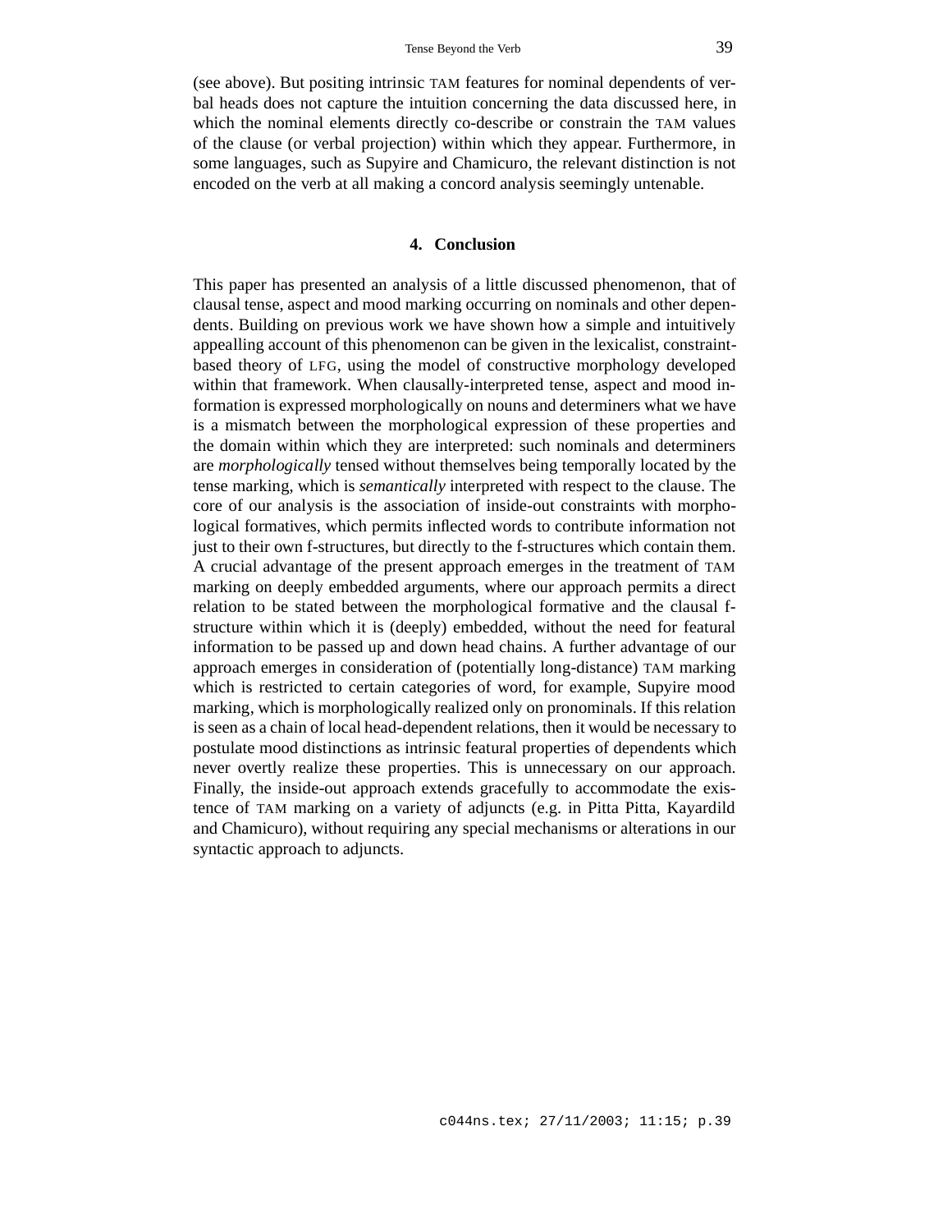(see above). But positing intrinsic TAM features for nominal dependents of verbal heads does not capture the intuition concerning the data discussed here, in which the nominal elements directly co-describe or constrain the TAM values of the clause (or verbal projection) within which they appear. Furthermore, in some languages, such as Supyire and Chamicuro, the relevant distinction is not encoded on the verb at all making a concord analysis seemingly untenable.

## 4. Conclusion

This paper has presented an analysis of a little discussed phenomenon, that of clausal tense, aspect and mood marking occurring on nominals and other dependents. Building on previous work we have shown how a simple and intuitively appealling account of this phenomenon can be given in the lexicalist, constraint-based theory of LFG, using the model of constructive morphology developed within that framework. When clausally-interpreted tense, aspect and mood information is expressed morphologically on nouns and determiners what we have is a mismatch between the morphological expression of these properties and the domain within which they are interpreted: such nominals and determiners are *morphologically* tensed without themselves being temporally located by the tense marking, which is *semantically* interpreted with respect to the clause. The core of our analysis is the association of inside-out constraints with morphological formatives, which permits inflected words to contribute information not just to their own f-structures, but directly to the f-structures which contain them. A crucial advantage of the present approach emerges in the treatment of TAM marking on deeply embedded arguments, where our approach permits a direct relation to be stated between the morphological formative and the clausal f-structure within which it is (deeply) embedded, without the need for featural information to be passed up and down head chains. A further advantage of our approach emerges in consideration of (potentially long-distance) TAM marking which is restricted to certain categories of word, for example, Supyire mood marking, which is morphologically realized only on pronominals. If this relation is seen as a chain of local head-dependent relations, then it would be necessary to postulate mood distinctions as intrinsic featural properties of dependents which never overtly realize these properties. This is unnecessary on our approach. Finally, the inside-out approach extends gracefully to accommodate the existence of TAM marking on a variety of adjuncts (e.g. in Pitta Pitta, Kayardild and Chamicuro), without requiring any special mechanisms or alterations in our syntactic approach to adjuncts.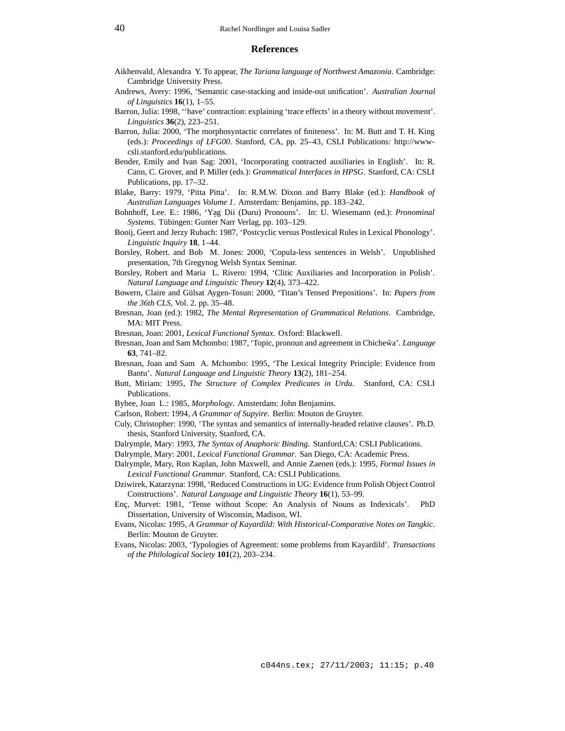## References

Aikhenvald, Alexandra Y. To appear, *The Tariana language of Northwest Amazonia*. Cambridge: Cambridge University Press.

Andrews, Avery: 1996, 'Semantic case-stacking and inside-out unification'. *Australian Journal of Linguistics* **16**(1), 1–55.

Barron, Julia: 1998, ''have' contraction: explaining 'trace effects' in a theory without movement'. *Linguistics* **36**(2), 223–251.

Barron, Julia: 2000, 'The morphosyntactic correlates of finiteness'. In: M. Butt and T. H. King (eds.): *Proceedings of LFG00*. Stanford, CA, pp. 25–43, CSLI Publications: http://www-csli.stanford.edu/publications.

Bender, Emily and Ivan Sag: 2001, 'Incorporating contracted auxiliaries in English'. In: R. Cann, C. Grover, and P. Miller (eds.): *Grammatical Interfaces in HPSG*. Stanford, CA: CSLI Publications, pp. 17–32.

Blake, Barry: 1979, 'Pitta Pitta'. In: R.M.W. Dixon and Barry Blake (ed.): *Handbook of Australian Languages Volume 1*. Amsterdam: Benjamins, pp. 183–242.

Bohnhoff, Lee. E.: 1986, 'Yag̣ Dii (Duru) Pronouns'. In: U. Wiesemann (ed.): *Pronominal Systems*. Tübingen: Gunter Narr Verlag, pp. 103–129.

Booij, Geert and Jerzy Rubach: 1987, 'Postcyclic versus Postlexical Rules in Lexical Phonology'. *Linguistic Inquiry* **18**, 1–44.

Borsley, Robert. and Bob M. Jones: 2000, 'Copula-less sentences in Welsh'. Unpublished presentation, 7th Gregynog Welsh Syntax Seminar.

Borsley, Robert and Maria L. Rivero: 1994, 'Clitic Auxiliaries and Incorporation in Polish'. *Natural Language and Linguistic Theory* **12**(4), 373–422.

Bowern, Claire and Gülsat Aygen-Tosun: 2000, 'Titan's Tensed Prepositions'. In: *Papers from the 36th CLS*, Vol. 2. pp. 35–48.

Bresnan, Joan (ed.): 1982, *The Mental Representation of Grammatical Relations*. Cambridge, MA: MIT Press.

Bresnan, Joan: 2001, *Lexical Functional Syntax*. Oxford: Blackwell.

Bresnan, Joan and Sam Mchombo: 1987, 'Topic, pronoun and agreement in Chicheŵa'. *Language* **63**, 741–82.

Bresnan, Joan and Sam A. Mchombo: 1995, 'The Lexical Integrity Principle: Evidence from Bantu'. *Natural Language and Linguistic Theory* **13**(2), 181–254.

Butt, Miriam: 1995, *The Structure of Complex Predicates in Urdu*. Stanford, CA: CSLI Publications.

Bybee, Joan L.: 1985, *Morphology*. Amsterdam: John Benjamins.

Carlson, Robert: 1994, *A Grammar of Supyire*. Berlin: Mouton de Gruyter.

Culy, Christopher: 1990, 'The syntax and semantics of internally-headed relative clauses'. Ph.D. thesis, Stanford University, Stanford, CA.

Dalrymple, Mary: 1993, *The Syntax of Anaphoric Binding*. Stanford,CA: CSLI Publications.

Dalrymple, Mary: 2001, *Lexical Functional Grammar*. San Diego, CA: Academic Press.

Dalrymple, Mary, Ron Kaplan, John Maxwell, and Annie Zaenen (eds.): 1995, *Formal Issues in Lexical Functional Grammar*. Stanford, CA: CSLI Publications.

Dziwirek, Katarzyna: 1998, 'Reduced Constructions in UG: Evidence from Polish Object Control Constructions'. *Natural Language and Linguistic Theory* **16**(1), 53–99.

Enç, Murvet: 1981, 'Tense without Scope: An Analysis of Nouns as Indexicals'. PhD Dissertation, University of Wisconsin, Madison, WI.

Evans, Nicolas: 1995, *A Grammar of Kayardild: With Historical-Comparative Notes on Tangkic*. Berlin: Mouton de Gruyter.

Evans, Nicolas: 2003, 'Typologies of Agreement: some problems from Kayardild'. *Transactions of the Philological Society* **101**(2), 203–234.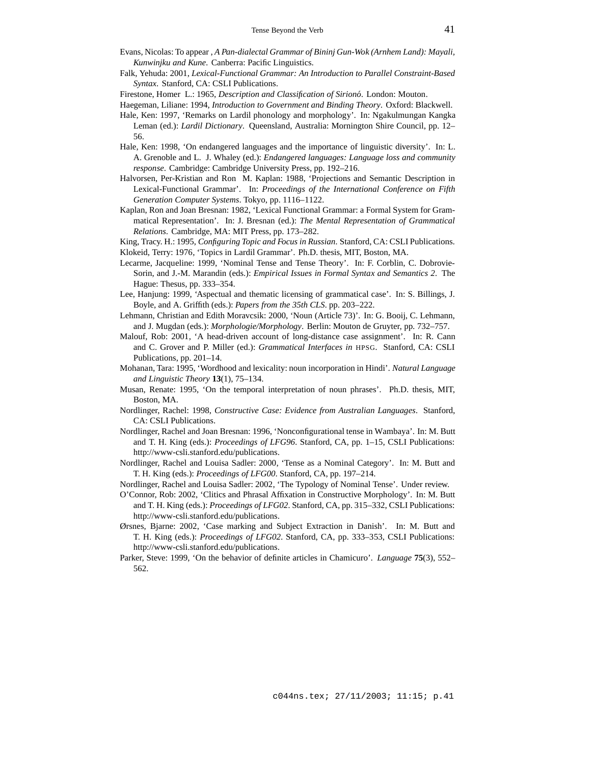Evans, Nicolas: To appear , *A Pan-dialectal Grammar of Bininj Gun-Wok (Arnhem Land): Mayali, Kunwinjku and Kune*. Canberra: Pacific Linguistics.

Falk, Yehuda: 2001, *Lexical-Functional Grammar: An Introduction to Parallel Constraint-Based Syntax*. Stanford, CA: CSLI Publications.

Firestone, Homer L.: 1965, *Description and Classification of Sirionó*. London: Mouton.

Haegeman, Liliane: 1994, *Introduction to Government and Binding Theory*. Oxford: Blackwell.

Hale, Ken: 1997, 'Remarks on Lardil phonology and morphology'. In: Ngakulmungan Kangka Leman (ed.): *Lardil Dictionary*. Queensland, Australia: Mornington Shire Council, pp. 12–56.

Hale, Ken: 1998, 'On endangered languages and the importance of linguistic diversity'. In: L. A. Grenoble and L. J. Whaley (ed.): *Endangered languages: Language loss and community response*. Cambridge: Cambridge University Press, pp. 192–216.

Halvorsen, Per-Kristian and Ron M. Kaplan: 1988, 'Projections and Semantic Description in Lexical-Functional Grammar'. In: *Proceedings of the International Conference on Fifth Generation Computer Systems*. Tokyo, pp. 1116–1122.

Kaplan, Ron and Joan Bresnan: 1982, 'Lexical Functional Grammar: a Formal System for Grammatical Representation'. In: J. Bresnan (ed.): *The Mental Representation of Grammatical Relations*. Cambridge, MA: MIT Press, pp. 173–282.

King, Tracy. H.: 1995, *Configuring Topic and Focus in Russian*. Stanford, CA: CSLI Publications.

Klokeid, Terry: 1976, 'Topics in Lardil Grammar'. Ph.D. thesis, MIT, Boston, MA.

Lecarme, Jacqueline: 1999, 'Nominal Tense and Tense Theory'. In: F. Corblin, C. Dobrovie-Sorin, and J.-M. Marandin (eds.): *Empirical Issues in Formal Syntax and Semantics 2*. The Hague: Thesus, pp. 333–354.

Lee, Hanjung: 1999, 'Aspectual and thematic licensing of grammatical case'. In: S. Billings, J. Boyle, and A. Griffith (eds.): *Papers from the 35th CLS*. pp. 203–222.

Lehmann, Christian and Edith Moravcsik: 2000, 'Noun (Article 73)'. In: G. Booij, C. Lehmann, and J. Mugdan (eds.): *Morphologie/Morphology*. Berlin: Mouton de Gruyter, pp. 732–757.

Malouf, Rob: 2001, 'A head-driven account of long-distance case assignment'. In: R. Cann and C. Grover and P. Miller (ed.): *Grammatical Interfaces in* HPSG. Stanford, CA: CSLI Publications, pp. 201–14.

Mohanan, Tara: 1995, 'Wordhood and lexicality: noun incorporation in Hindi'. *Natural Language and Linguistic Theory* **13**(1), 75–134.

Musan, Renate: 1995, 'On the temporal interpretation of noun phrases'. Ph.D. thesis, MIT, Boston, MA.

Nordlinger, Rachel: 1998, *Constructive Case: Evidence from Australian Languages*. Stanford, CA: CSLI Publications.

Nordlinger, Rachel and Joan Bresnan: 1996, 'Nonconfigurational tense in Wambaya'. In: M. Butt and T. H. King (eds.): *Proceedings of LFG96*. Stanford, CA, pp. 1–15, CSLI Publications: http://www-csli.stanford.edu/publications.

Nordlinger, Rachel and Louisa Sadler: 2000, 'Tense as a Nominal Category'. In: M. Butt and T. H. King (eds.): *Proceedings of LFG00*. Stanford, CA, pp. 197–214.

Nordlinger, Rachel and Louisa Sadler: 2002, 'The Typology of Nominal Tense'. Under review.

O'Connor, Rob: 2002, 'Clitics and Phrasal Affixation in Constructive Morphology'. In: M. Butt and T. H. King (eds.): *Proceedings of LFG02*. Stanford, CA, pp. 315–332, CSLI Publications: http://www-csli.stanford.edu/publications.

Ørsnes, Bjarne: 2002, 'Case marking and Subject Extraction in Danish'. In: M. Butt and T. H. King (eds.): *Proceedings of LFG02*. Stanford, CA, pp. 333–353, CSLI Publications: http://www-csli.stanford.edu/publications.

Parker, Steve: 1999, 'On the behavior of definite articles in Chamicuro'. *Language* **75**(3), 552–562.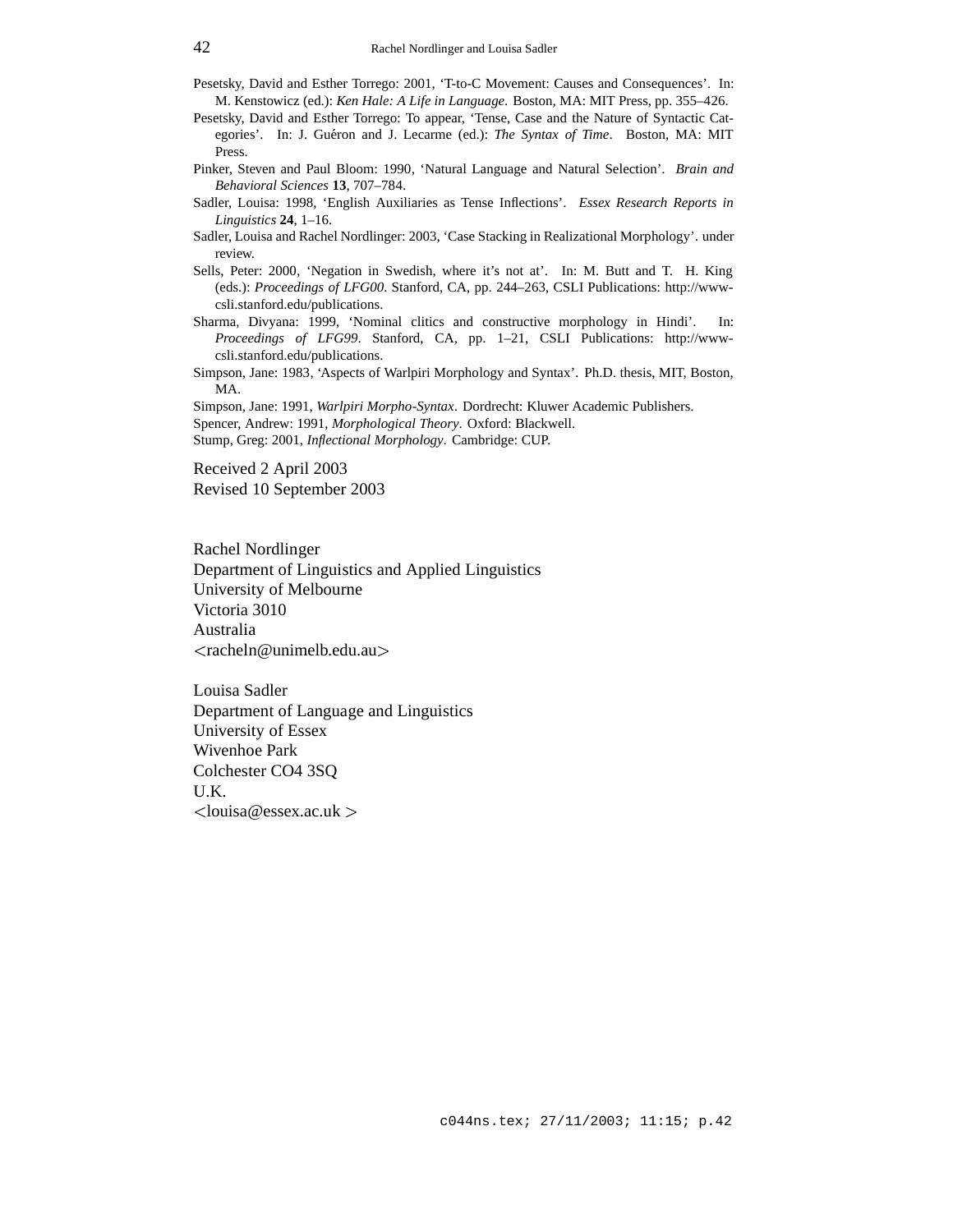Pesetsky, David and Esther Torrego: 2001, 'T-to-C Movement: Causes and Consequences'. In: M. Kenstowicz (ed.): *Ken Hale: A Life in Language*. Boston, MA: MIT Press, pp. 355–426.

Pesetsky, David and Esther Torrego: To appear, 'Tense, Case and the Nature of Syntactic Categories'. In: J. Guéron and J. Lecarme (ed.): *The Syntax of Time*. Boston, MA: MIT Press.

Pinker, Steven and Paul Bloom: 1990, 'Natural Language and Natural Selection'. *Brain and Behavioral Sciences* **13**, 707–784.

Sadler, Louisa: 1998, 'English Auxiliaries as Tense Inflections'. *Essex Research Reports in Linguistics* **24**, 1–16.

Sadler, Louisa and Rachel Nordlinger: 2003, 'Case Stacking in Realizational Morphology'. under review.

Sells, Peter: 2000, 'Negation in Swedish, where it's not at'. In: M. Butt and T. H. King (eds.): *Proceedings of LFG00*. Stanford, CA, pp. 244–263, CSLI Publications: http://www-csli.stanford.edu/publications.

Sharma, Divyana: 1999, 'Nominal clitics and constructive morphology in Hindi'. In: *Proceedings of LFG99*. Stanford, CA, pp. 1–21, CSLI Publications: http://www-csli.stanford.edu/publications.

Simpson, Jane: 1983, 'Aspects of Warlpiri Morphology and Syntax'. Ph.D. thesis, MIT, Boston, MA.

Simpson, Jane: 1991, *Warlpiri Morpho-Syntax*. Dordrecht: Kluwer Academic Publishers.

Spencer, Andrew: 1991, *Morphological Theory*. Oxford: Blackwell.

Stump, Greg: 2001, *Inflectional Morphology*. Cambridge: CUP.

Received 2 April 2003
Revised 10 September 2003

Rachel Nordlinger
Department of Linguistics and Applied Linguistics
University of Melbourne
Victoria 3010
Australia
<racheln@unimelb.edu.au>

Louisa Sadler
Department of Language and Linguistics
University of Essex
Wivenhoe Park
Colchester CO4 3SQ
U.K.
<louisa@essex.ac.uk >